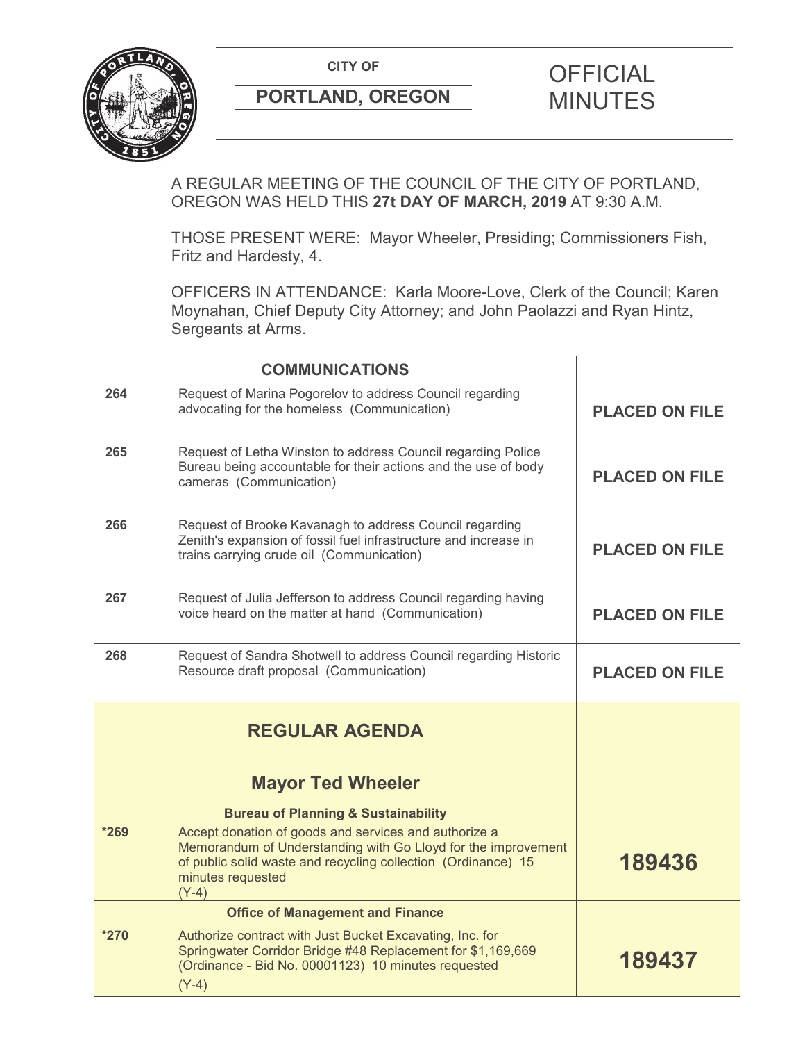CITY OF

**PORTLAND, OREGON**

# OFFICIAL MINUTES

A REGULAR MEETING OF THE COUNCIL OF THE CITY OF PORTLAND, OREGON WAS HELD THIS **27t DAY OF MARCH, 2019** AT 9:30 A.M.

THOSE PRESENT WERE: Mayor Wheeler, Presiding; Commissioners Fish, Fritz and Hardesty, 4.

OFFICERS IN ATTENDANCE: Karla Moore-Love, Clerk of the Council; Karen Moynahan, Chief Deputy City Attorney; and John Paolazzi and Ryan Hintz, Sergeants at Arms.

| | **COMMUNICATIONS** | |
|---|---|---|
| 264 | Request of Marina Pogorelov to address Council regarding advocating for the homeless (Communication) | **PLACED ON FILE** |
| 265 | Request of Letha Winston to address Council regarding Police Bureau being accountable for their actions and the use of body cameras (Communication) | **PLACED ON FILE** |
| 266 | Request of Brooke Kavanagh to address Council regarding Zenith's expansion of fossil fuel infrastructure and increase in trains carrying crude oil (Communication) | **PLACED ON FILE** |
| 267 | Request of Julia Jefferson to address Council regarding having voice heard on the matter at hand (Communication) | **PLACED ON FILE** |
| 268 | Request of Sandra Shotwell to address Council regarding Historic Resource draft proposal (Communication) | **PLACED ON FILE** |
| | **REGULAR AGENDA** | |
| | **Mayor Ted Wheeler** | |
| | **Bureau of Planning & Sustainability** | |
| *269 | Accept donation of goods and services and authorize a Memorandum of Understanding with Go Lloyd for the improvement of public solid waste and recycling collection (Ordinance) 15 minutes requested (Y-4) | **189436** |
| | **Office of Management and Finance** | |
| *270 | Authorize contract with Just Bucket Excavating, Inc. for Springwater Corridor Bridge #48 Replacement for $1,169,669 (Ordinance - Bid No. 00001123) 10 minutes requested (Y-4) | **189437** |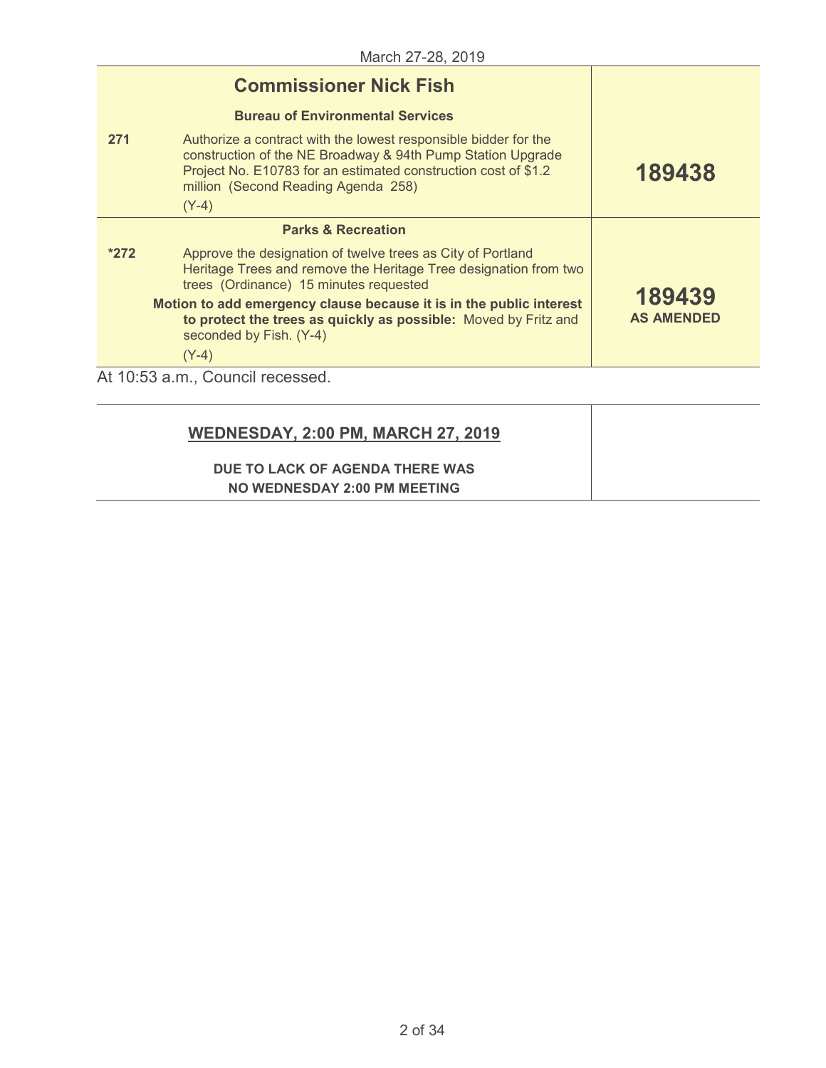| | **Commissioner Nick Fish** | |
|---|---|---|
| | **Bureau of Environmental Services** | |
| **271** | Authorize a contract with the lowest responsible bidder for the construction of the NE Broadway & 94th Pump Station Upgrade Project No. E10783 for an estimated construction cost of $1.2 million (Second Reading Agenda 258)<br>(Y-4) | **189438** |
| | **Parks & Recreation** | |
| ***272** | Approve the designation of twelve trees as City of Portland Heritage Trees and remove the Heritage Tree designation from two trees (Ordinance) 15 minutes requested<br>**Motion to add emergency clause because it is in the public interest to protect the trees as quickly as possible:** Moved by Fritz and seconded by Fish. (Y-4)<br>(Y-4) | **189439**<br>**AS AMENDED** |

At 10:53 a.m., Council recessed.

| **WEDNESDAY, 2:00 PM, MARCH 27, 2019** | |
|---|---|
| **DUE TO LACK OF AGENDA THERE WAS NO WEDNESDAY 2:00 PM MEETING** | |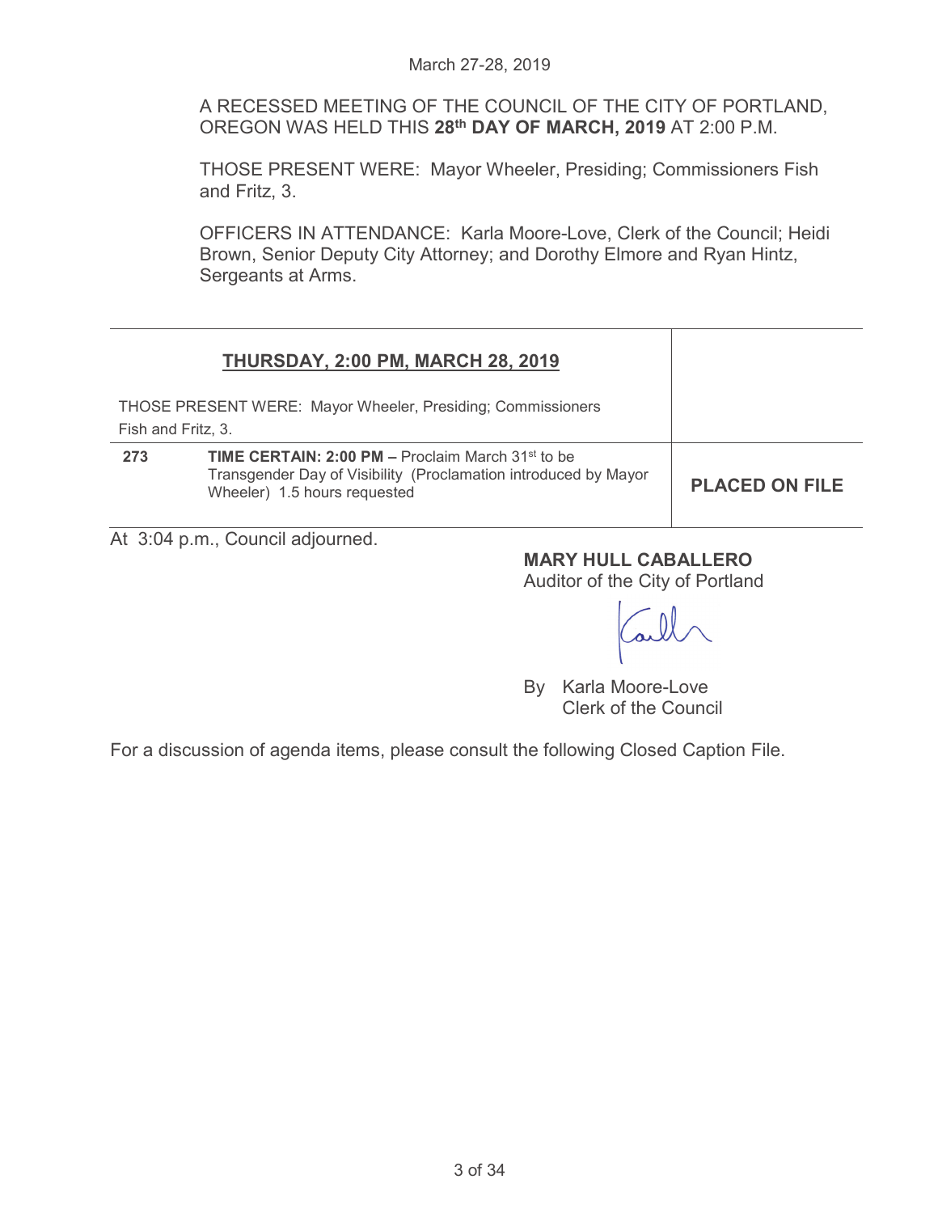March 27-28, 2019

A RECESSED MEETING OF THE COUNCIL OF THE CITY OF PORTLAND, OREGON WAS HELD THIS **28th DAY OF MARCH, 2019** AT 2:00 P.M.

THOSE PRESENT WERE: Mayor Wheeler, Presiding; Commissioners Fish and Fritz, 3.

OFFICERS IN ATTENDANCE: Karla Moore-Love, Clerk of the Council; Heidi Brown, Senior Deputy City Attorney; and Dorothy Elmore and Ryan Hintz, Sergeants at Arms.

| **THURSDAY, 2:00 PM, MARCH 28, 2019** | | |
|---|---|---|
| THOSE PRESENT WERE: Mayor Wheeler, Presiding; Commissioners Fish and Fritz, 3. | | |
| **273** | **TIME CERTAIN: 2:00 PM –** Proclaim March 31st to be Transgender Day of Visibility (Proclamation introduced by Mayor Wheeler) 1.5 hours requested | **PLACED ON FILE** |

At 3:04 p.m., Council adjourned.

**MARY HULL CABALLERO**
Auditor of the City of Portland

By Karla Moore-Love
Clerk of the Council

For a discussion of agenda items, please consult the following Closed Caption File.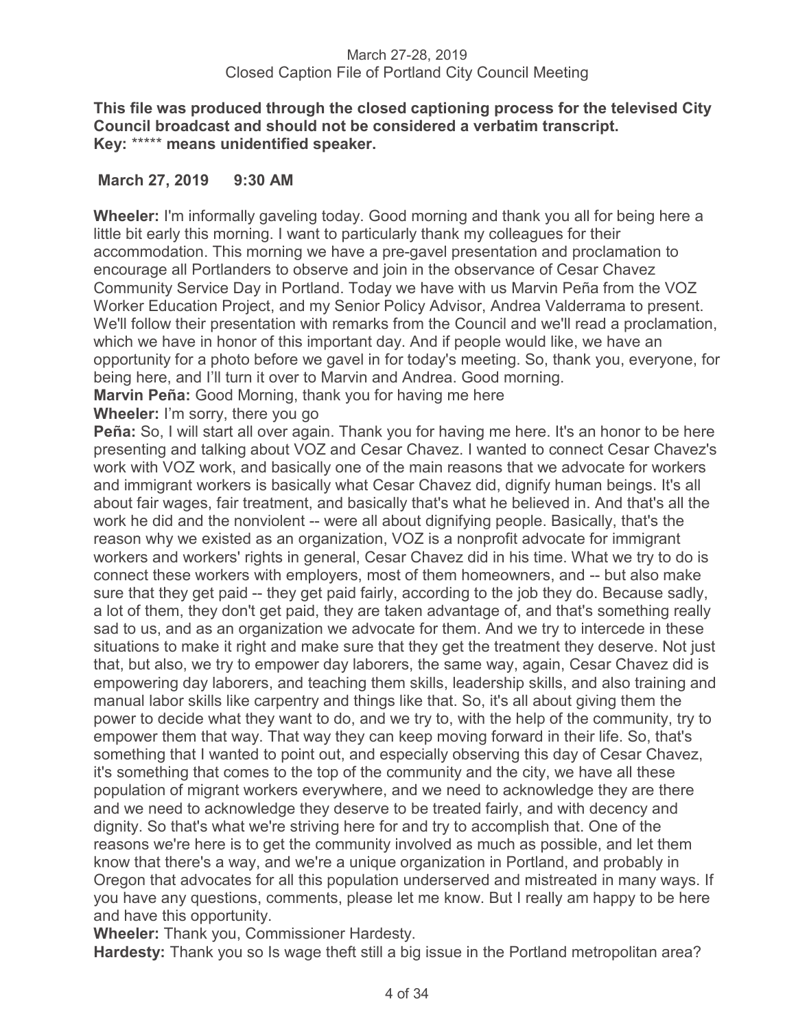**This file was produced through the closed captioning process for the televised City Council broadcast and should not be considered a verbatim transcript.**
**Key:** ***** **means unidentified speaker.**

**March 27, 2019 9:30 AM**

**Wheeler:** I'm informally gaveling today. Good morning and thank you all for being here a little bit early this morning. I want to particularly thank my colleagues for their accommodation. This morning we have a pre-gavel presentation and proclamation to encourage all Portlanders to observe and join in the observance of Cesar Chavez Community Service Day in Portland. Today we have with us Marvin Peña from the VOZ Worker Education Project, and my Senior Policy Advisor, Andrea Valderrama to present. We'll follow their presentation with remarks from the Council and we'll read a proclamation, which we have in honor of this important day. And if people would like, we have an opportunity for a photo before we gavel in for today's meeting. So, thank you, everyone, for being here, and I'll turn it over to Marvin and Andrea. Good morning.

**Marvin Peña:** Good Morning, thank you for having me here

**Wheeler:** I'm sorry, there you go

**Peña:** So, I will start all over again. Thank you for having me here. It's an honor to be here presenting and talking about VOZ and Cesar Chavez. I wanted to connect Cesar Chavez's work with VOZ work, and basically one of the main reasons that we advocate for workers and immigrant workers is basically what Cesar Chavez did, dignify human beings. It's all about fair wages, fair treatment, and basically that's what he believed in. And that's all the work he did and the nonviolent -- were all about dignifying people. Basically, that's the reason why we existed as an organization, VOZ is a nonprofit advocate for immigrant workers and workers' rights in general, Cesar Chavez did in his time. What we try to do is connect these workers with employers, most of them homeowners, and -- but also make sure that they get paid -- they get paid fairly, according to the job they do. Because sadly, a lot of them, they don't get paid, they are taken advantage of, and that's something really sad to us, and as an organization we advocate for them. And we try to intercede in these situations to make it right and make sure that they get the treatment they deserve. Not just that, but also, we try to empower day laborers, the same way, again, Cesar Chavez did is empowering day laborers, and teaching them skills, leadership skills, and also training and manual labor skills like carpentry and things like that. So, it's all about giving them the power to decide what they want to do, and we try to, with the help of the community, try to empower them that way. That way they can keep moving forward in their life. So, that's something that I wanted to point out, and especially observing this day of Cesar Chavez, it's something that comes to the top of the community and the city, we have all these population of migrant workers everywhere, and we need to acknowledge they are there and we need to acknowledge they deserve to be treated fairly, and with decency and dignity. So that's what we're striving here for and try to accomplish that. One of the reasons we're here is to get the community involved as much as possible, and let them know that there's a way, and we're a unique organization in Portland, and probably in Oregon that advocates for all this population underserved and mistreated in many ways. If you have any questions, comments, please let me know. But I really am happy to be here and have this opportunity.

**Wheeler:** Thank you, Commissioner Hardesty.

**Hardesty:** Thank you so Is wage theft still a big issue in the Portland metropolitan area?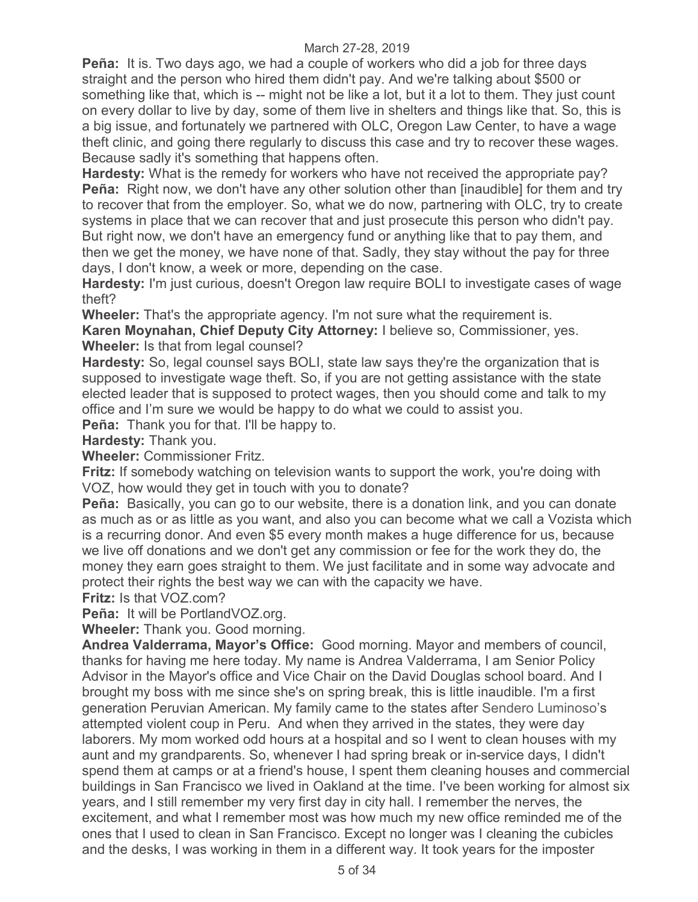**Peña:** It is. Two days ago, we had a couple of workers who did a job for three days straight and the person who hired them didn't pay. And we're talking about $500 or something like that, which is -- might not be like a lot, but it a lot to them. They just count on every dollar to live by day, some of them live in shelters and things like that. So, this is a big issue, and fortunately we partnered with OLC, Oregon Law Center, to have a wage theft clinic, and going there regularly to discuss this case and try to recover these wages. Because sadly it's something that happens often.

**Hardesty:** What is the remedy for workers who have not received the appropriate pay?

**Peña:** Right now, we don't have any other solution other than [inaudible] for them and try to recover that from the employer. So, what we do now, partnering with OLC, try to create systems in place that we can recover that and just prosecute this person who didn't pay. But right now, we don't have an emergency fund or anything like that to pay them, and then we get the money, we have none of that. Sadly, they stay without the pay for three days, I don't know, a week or more, depending on the case.

**Hardesty:** I'm just curious, doesn't Oregon law require BOLI to investigate cases of wage theft?

**Wheeler:** That's the appropriate agency. I'm not sure what the requirement is.

**Karen Moynahan, Chief Deputy City Attorney:** I believe so, Commissioner, yes.

**Wheeler:** Is that from legal counsel?

**Hardesty:** So, legal counsel says BOLI, state law says they're the organization that is supposed to investigate wage theft. So, if you are not getting assistance with the state elected leader that is supposed to protect wages, then you should come and talk to my office and I'm sure we would be happy to do what we could to assist you.

**Peña:** Thank you for that. I'll be happy to.

**Hardesty:** Thank you.

**Wheeler:** Commissioner Fritz.

**Fritz:** If somebody watching on television wants to support the work, you're doing with VOZ, how would they get in touch with you to donate?

**Peña:** Basically, you can go to our website, there is a donation link, and you can donate as much as or as little as you want, and also you can become what we call a Vozista which is a recurring donor. And even $5 every month makes a huge difference for us, because we live off donations and we don't get any commission or fee for the work they do, the money they earn goes straight to them. We just facilitate and in some way advocate and protect their rights the best way we can with the capacity we have.

**Fritz:** Is that VOZ.com?

**Peña:** It will be PortlandVOZ.org.

**Wheeler:** Thank you. Good morning.

**Andrea Valderrama, Mayor's Office:** Good morning. Mayor and members of council, thanks for having me here today. My name is Andrea Valderrama, I am Senior Policy Advisor in the Mayor's office and Vice Chair on the David Douglas school board. And I brought my boss with me since she's on spring break, this is little inaudible. I'm a first generation Peruvian American. My family came to the states after Sendero Luminoso's attempted violent coup in Peru. And when they arrived in the states, they were day laborers. My mom worked odd hours at a hospital and so I went to clean houses with my aunt and my grandparents. So, whenever I had spring break or in-service days, I didn't spend them at camps or at a friend's house, I spent them cleaning houses and commercial buildings in San Francisco we lived in Oakland at the time. I've been working for almost six years, and I still remember my very first day in city hall. I remember the nerves, the excitement, and what I remember most was how much my new office reminded me of the ones that I used to clean in San Francisco. Except no longer was I cleaning the cubicles and the desks, I was working in them in a different way. It took years for the imposter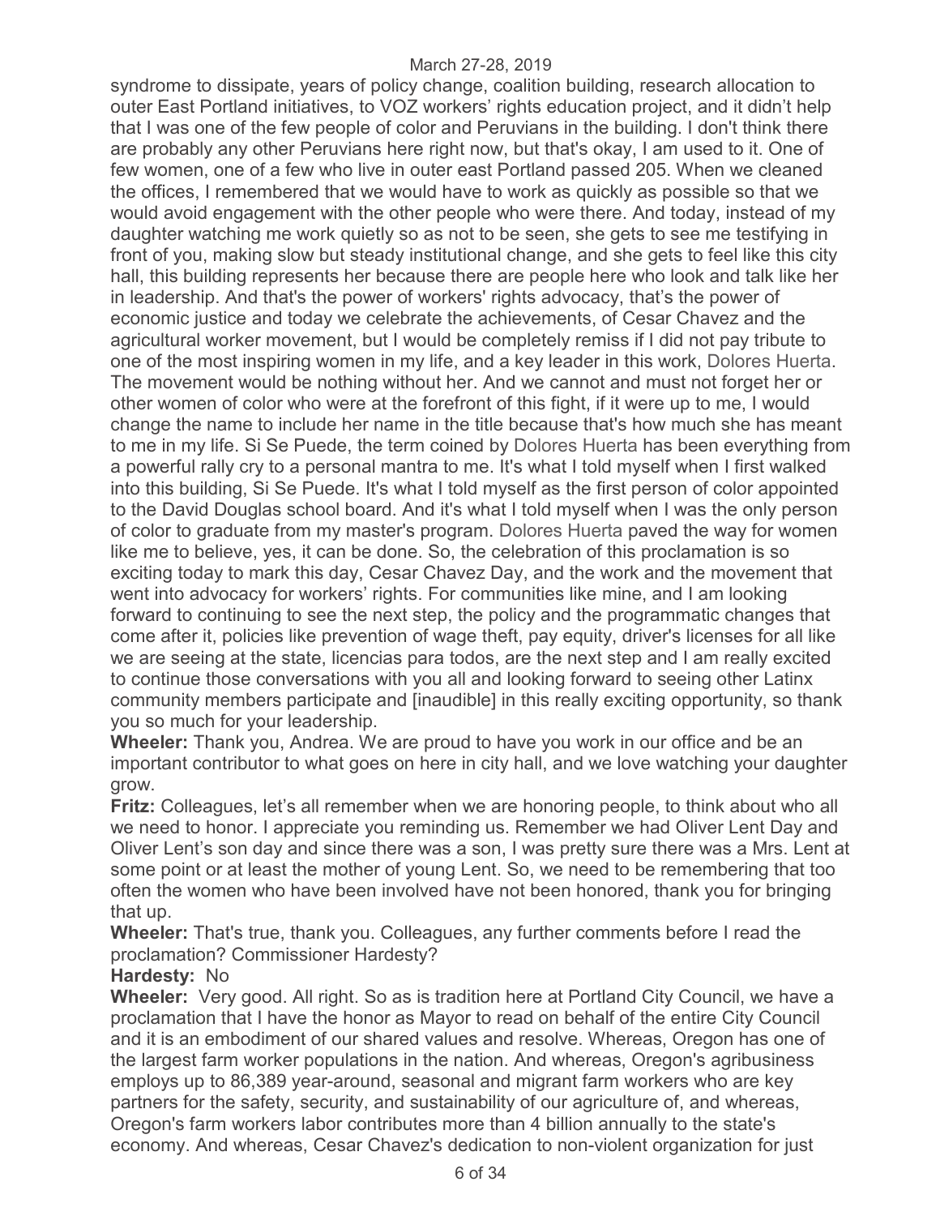syndrome to dissipate, years of policy change, coalition building, research allocation to outer East Portland initiatives, to VOZ workers' rights education project, and it didn't help that I was one of the few people of color and Peruvians in the building. I don't think there are probably any other Peruvians here right now, but that's okay, I am used to it. One of few women, one of a few who live in outer east Portland passed 205. When we cleaned the offices, I remembered that we would have to work as quickly as possible so that we would avoid engagement with the other people who were there. And today, instead of my daughter watching me work quietly so as not to be seen, she gets to see me testifying in front of you, making slow but steady institutional change, and she gets to feel like this city hall, this building represents her because there are people here who look and talk like her in leadership. And that's the power of workers' rights advocacy, that's the power of economic justice and today we celebrate the achievements, of Cesar Chavez and the agricultural worker movement, but I would be completely remiss if I did not pay tribute to one of the most inspiring women in my life, and a key leader in this work, Dolores Huerta. The movement would be nothing without her. And we cannot and must not forget her or other women of color who were at the forefront of this fight, if it were up to me, I would change the name to include her name in the title because that's how much she has meant to me in my life. Si Se Puede, the term coined by Dolores Huerta has been everything from a powerful rally cry to a personal mantra to me. It's what I told myself when I first walked into this building, Si Se Puede. It's what I told myself as the first person of color appointed to the David Douglas school board. And it's what I told myself when I was the only person of color to graduate from my master's program. Dolores Huerta paved the way for women like me to believe, yes, it can be done. So, the celebration of this proclamation is so exciting today to mark this day, Cesar Chavez Day, and the work and the movement that went into advocacy for workers' rights. For communities like mine, and I am looking forward to continuing to see the next step, the policy and the programmatic changes that come after it, policies like prevention of wage theft, pay equity, driver's licenses for all like we are seeing at the state, licencias para todos, are the next step and I am really excited to continue those conversations with you all and looking forward to seeing other Latinx community members participate and [inaudible] in this really exciting opportunity, so thank you so much for your leadership.

**Wheeler:** Thank you, Andrea. We are proud to have you work in our office and be an important contributor to what goes on here in city hall, and we love watching your daughter grow.

**Fritz:** Colleagues, let's all remember when we are honoring people, to think about who all we need to honor. I appreciate you reminding us. Remember we had Oliver Lent Day and Oliver Lent's son day and since there was a son, I was pretty sure there was a Mrs. Lent at some point or at least the mother of young Lent. So, we need to be remembering that too often the women who have been involved have not been honored, thank you for bringing that up.

**Wheeler:** That's true, thank you. Colleagues, any further comments before I read the proclamation? Commissioner Hardesty?

**Hardesty:** No

**Wheeler:** Very good. All right. So as is tradition here at Portland City Council, we have a proclamation that I have the honor as Mayor to read on behalf of the entire City Council and it is an embodiment of our shared values and resolve. Whereas, Oregon has one of the largest farm worker populations in the nation. And whereas, Oregon's agribusiness employs up to 86,389 year-around, seasonal and migrant farm workers who are key partners for the safety, security, and sustainability of our agriculture of, and whereas, Oregon's farm workers labor contributes more than 4 billion annually to the state's economy. And whereas, Cesar Chavez's dedication to non-violent organization for just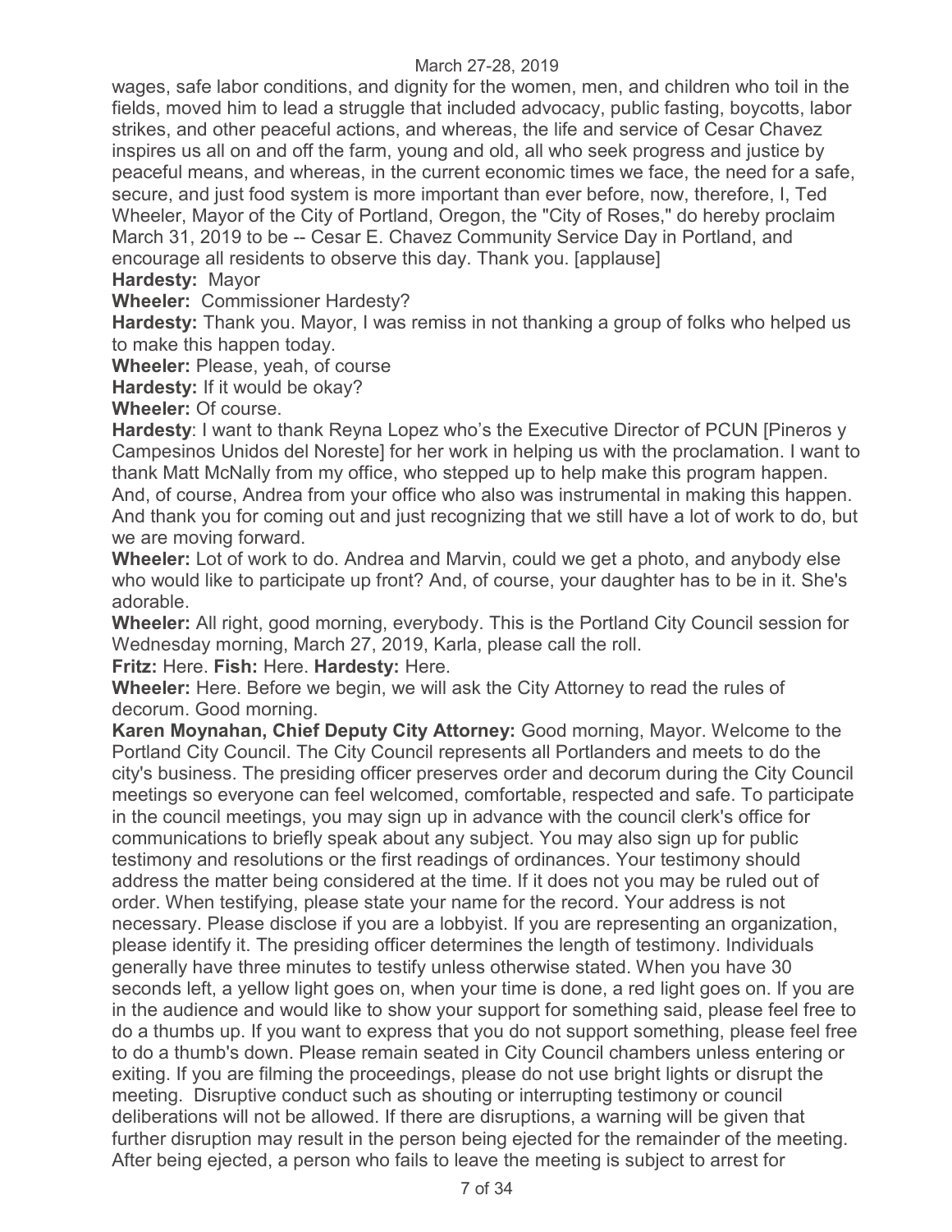wages, safe labor conditions, and dignity for the women, men, and children who toil in the fields, moved him to lead a struggle that included advocacy, public fasting, boycotts, labor strikes, and other peaceful actions, and whereas, the life and service of Cesar Chavez inspires us all on and off the farm, young and old, all who seek progress and justice by peaceful means, and whereas, in the current economic times we face, the need for a safe, secure, and just food system is more important than ever before, now, therefore, I, Ted Wheeler, Mayor of the City of Portland, Oregon, the "City of Roses," do hereby proclaim March 31, 2019 to be -- Cesar E. Chavez Community Service Day in Portland, and encourage all residents to observe this day. Thank you. [applause]

**Hardesty:** Mayor

**Wheeler:** Commissioner Hardesty?

**Hardesty:** Thank you. Mayor, I was remiss in not thanking a group of folks who helped us to make this happen today.

**Wheeler:** Please, yeah, of course

**Hardesty:** If it would be okay?

**Wheeler:** Of course.

**Hardesty**: I want to thank Reyna Lopez who's the Executive Director of PCUN [Pineros y Campesinos Unidos del Noreste] for her work in helping us with the proclamation. I want to thank Matt McNally from my office, who stepped up to help make this program happen. And, of course, Andrea from your office who also was instrumental in making this happen. And thank you for coming out and just recognizing that we still have a lot of work to do, but we are moving forward.

**Wheeler:** Lot of work to do. Andrea and Marvin, could we get a photo, and anybody else who would like to participate up front? And, of course, your daughter has to be in it. She's adorable.

**Wheeler:** All right, good morning, everybody. This is the Portland City Council session for Wednesday morning, March 27, 2019, Karla, please call the roll.

**Fritz:** Here. **Fish:** Here. **Hardesty:** Here.

**Wheeler:** Here. Before we begin, we will ask the City Attorney to read the rules of decorum. Good morning.

**Karen Moynahan, Chief Deputy City Attorney:** Good morning, Mayor. Welcome to the Portland City Council. The City Council represents all Portlanders and meets to do the city's business. The presiding officer preserves order and decorum during the City Council meetings so everyone can feel welcomed, comfortable, respected and safe. To participate in the council meetings, you may sign up in advance with the council clerk's office for communications to briefly speak about any subject. You may also sign up for public testimony and resolutions or the first readings of ordinances. Your testimony should address the matter being considered at the time. If it does not you may be ruled out of order. When testifying, please state your name for the record. Your address is not necessary. Please disclose if you are a lobbyist. If you are representing an organization, please identify it. The presiding officer determines the length of testimony. Individuals generally have three minutes to testify unless otherwise stated. When you have 30 seconds left, a yellow light goes on, when your time is done, a red light goes on. If you are in the audience and would like to show your support for something said, please feel free to do a thumbs up. If you want to express that you do not support something, please feel free to do a thumb's down. Please remain seated in City Council chambers unless entering or exiting. If you are filming the proceedings, please do not use bright lights or disrupt the meeting. Disruptive conduct such as shouting or interrupting testimony or council deliberations will not be allowed. If there are disruptions, a warning will be given that further disruption may result in the person being ejected for the remainder of the meeting. After being ejected, a person who fails to leave the meeting is subject to arrest for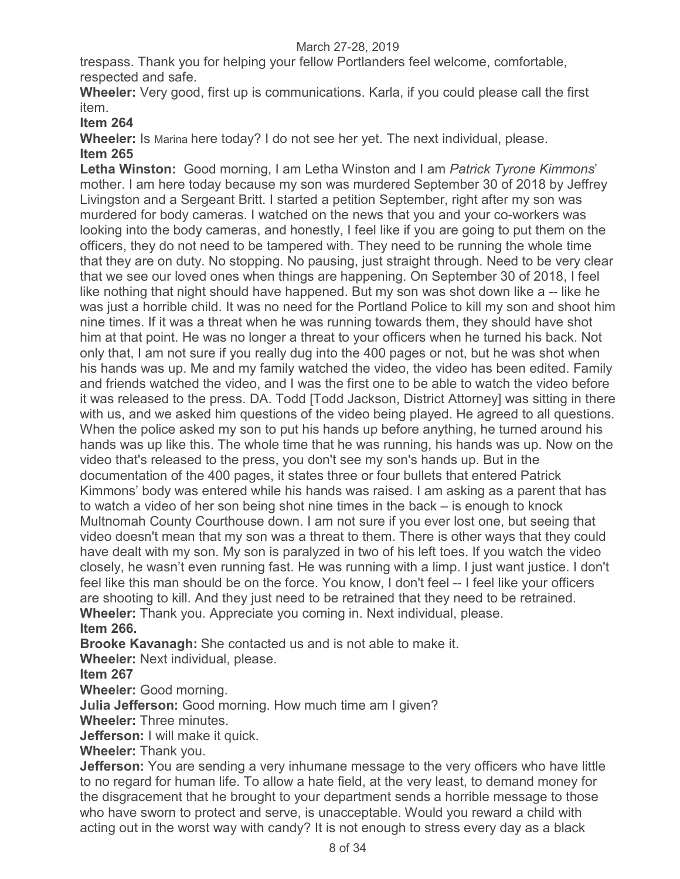trespass. Thank you for helping your fellow Portlanders feel welcome, comfortable, respected and safe.

**Wheeler:** Very good, first up is communications. Karla, if you could please call the first item.

**Item 264**

**Wheeler:** Is Marina here today? I do not see her yet. The next individual, please.

**Item 265**

**Letha Winston:** Good morning, I am Letha Winston and I am *Patrick Tyrone Kimmons*' mother. I am here today because my son was murdered September 30 of 2018 by Jeffrey Livingston and a Sergeant Britt. I started a petition September, right after my son was murdered for body cameras. I watched on the news that you and your co-workers was looking into the body cameras, and honestly, I feel like if you are going to put them on the officers, they do not need to be tampered with. They need to be running the whole time that they are on duty. No stopping. No pausing, just straight through. Need to be very clear that we see our loved ones when things are happening. On September 30 of 2018, I feel like nothing that night should have happened. But my son was shot down like a -- like he was just a horrible child. It was no need for the Portland Police to kill my son and shoot him nine times. If it was a threat when he was running towards them, they should have shot him at that point. He was no longer a threat to your officers when he turned his back. Not only that, I am not sure if you really dug into the 400 pages or not, but he was shot when his hands was up. Me and my family watched the video, the video has been edited. Family and friends watched the video, and I was the first one to be able to watch the video before it was released to the press. DA. Todd [Todd Jackson, District Attorney] was sitting in there with us, and we asked him questions of the video being played. He agreed to all questions. When the police asked my son to put his hands up before anything, he turned around his hands was up like this. The whole time that he was running, his hands was up. Now on the video that's released to the press, you don't see my son's hands up. But in the documentation of the 400 pages, it states three or four bullets that entered Patrick Kimmons' body was entered while his hands was raised. I am asking as a parent that has to watch a video of her son being shot nine times in the back – is enough to knock Multnomah County Courthouse down. I am not sure if you ever lost one, but seeing that video doesn't mean that my son was a threat to them. There is other ways that they could have dealt with my son. My son is paralyzed in two of his left toes. If you watch the video closely, he wasn't even running fast. He was running with a limp. I just want justice. I don't feel like this man should be on the force. You know, I don't feel -- I feel like your officers are shooting to kill. And they just need to be retrained that they need to be retrained.

**Wheeler:** Thank you. Appreciate you coming in. Next individual, please.

**Item 266.**

**Brooke Kavanagh:** She contacted us and is not able to make it.

**Wheeler:** Next individual, please.

**Item 267**

**Wheeler:** Good morning.

**Julia Jefferson:** Good morning. How much time am I given?

**Wheeler:** Three minutes.

**Jefferson:** I will make it quick.

**Wheeler:** Thank you.

**Jefferson:** You are sending a very inhumane message to the very officers who have little to no regard for human life. To allow a hate field, at the very least, to demand money for the disgracement that he brought to your department sends a horrible message to those who have sworn to protect and serve, is unacceptable. Would you reward a child with acting out in the worst way with candy? It is not enough to stress every day as a black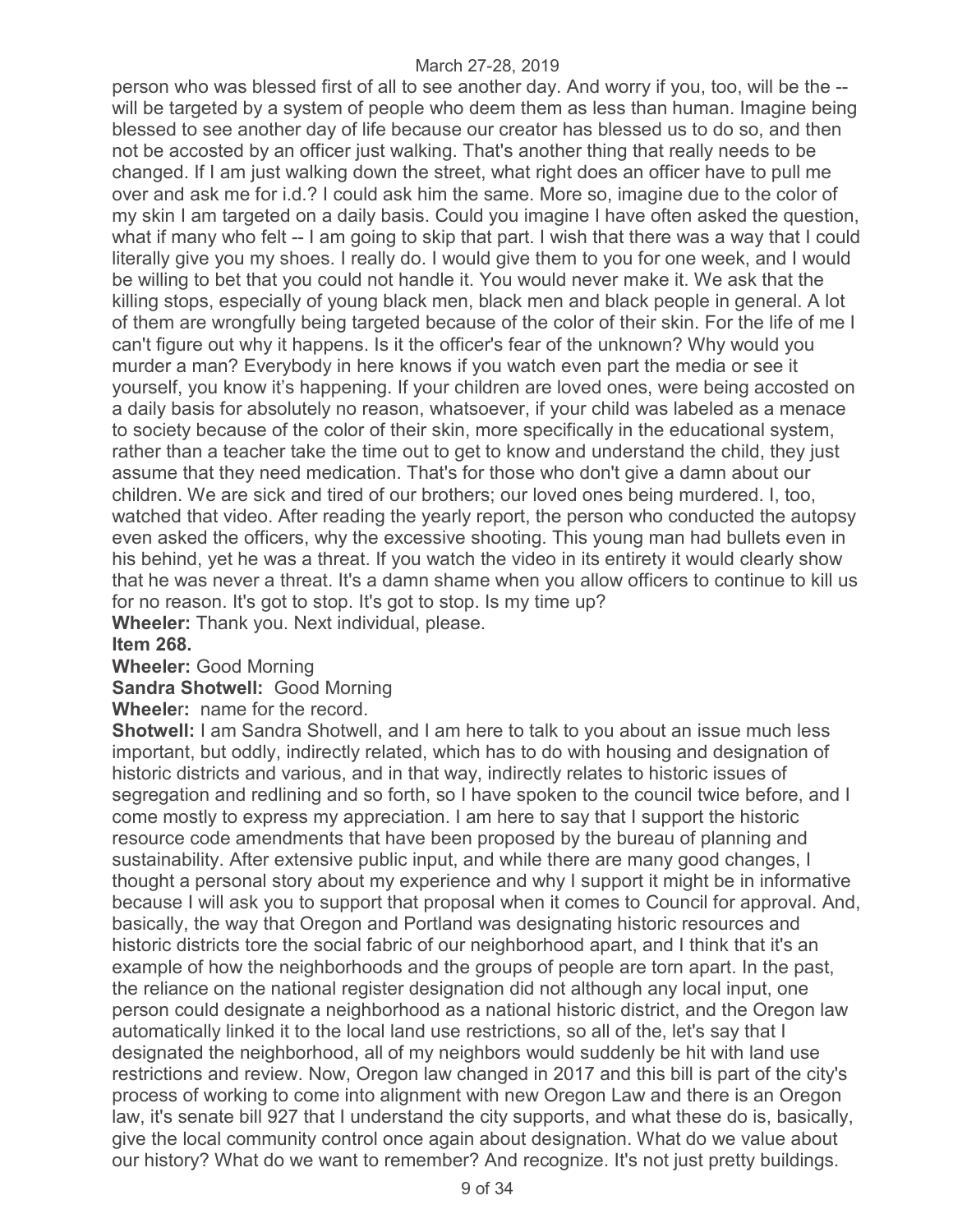person who was blessed first of all to see another day. And worry if you, too, will be the -- will be targeted by a system of people who deem them as less than human. Imagine being blessed to see another day of life because our creator has blessed us to do so, and then not be accosted by an officer just walking. That's another thing that really needs to be changed. If I am just walking down the street, what right does an officer have to pull me over and ask me for i.d.? I could ask him the same. More so, imagine due to the color of my skin I am targeted on a daily basis. Could you imagine I have often asked the question, what if many who felt -- I am going to skip that part. I wish that there was a way that I could literally give you my shoes. I really do. I would give them to you for one week, and I would be willing to bet that you could not handle it. You would never make it. We ask that the killing stops, especially of young black men, black men and black people in general. A lot of them are wrongfully being targeted because of the color of their skin. For the life of me I can't figure out why it happens. Is it the officer's fear of the unknown? Why would you murder a man? Everybody in here knows if you watch even part the media or see it yourself, you know it's happening. If your children are loved ones, were being accosted on a daily basis for absolutely no reason, whatsoever, if your child was labeled as a menace to society because of the color of their skin, more specifically in the educational system, rather than a teacher take the time out to get to know and understand the child, they just assume that they need medication. That's for those who don't give a damn about our children. We are sick and tired of our brothers; our loved ones being murdered. I, too, watched that video. After reading the yearly report, the person who conducted the autopsy even asked the officers, why the excessive shooting. This young man had bullets even in his behind, yet he was a threat. If you watch the video in its entirety it would clearly show that he was never a threat. It's a damn shame when you allow officers to continue to kill us for no reason. It's got to stop. It's got to stop. Is my time up?

**Wheeler:** Thank you. Next individual, please.

**Item 268.**

**Wheeler:** Good Morning

**Sandra Shotwell:** Good Morning

**Wheeler:** name for the record.

**Shotwell:** I am Sandra Shotwell, and I am here to talk to you about an issue much less important, but oddly, indirectly related, which has to do with housing and designation of historic districts and various, and in that way, indirectly relates to historic issues of segregation and redlining and so forth, so I have spoken to the council twice before, and I come mostly to express my appreciation. I am here to say that I support the historic resource code amendments that have been proposed by the bureau of planning and sustainability. After extensive public input, and while there are many good changes, I thought a personal story about my experience and why I support it might be in informative because I will ask you to support that proposal when it comes to Council for approval. And, basically, the way that Oregon and Portland was designating historic resources and historic districts tore the social fabric of our neighborhood apart, and I think that it's an example of how the neighborhoods and the groups of people are torn apart. In the past, the reliance on the national register designation did not although any local input, one person could designate a neighborhood as a national historic district, and the Oregon law automatically linked it to the local land use restrictions, so all of the, let's say that I designated the neighborhood, all of my neighbors would suddenly be hit with land use restrictions and review. Now, Oregon law changed in 2017 and this bill is part of the city's process of working to come into alignment with new Oregon Law and there is an Oregon law, it's senate bill 927 that I understand the city supports, and what these do is, basically, give the local community control once again about designation. What do we value about our history? What do we want to remember? And recognize. It's not just pretty buildings.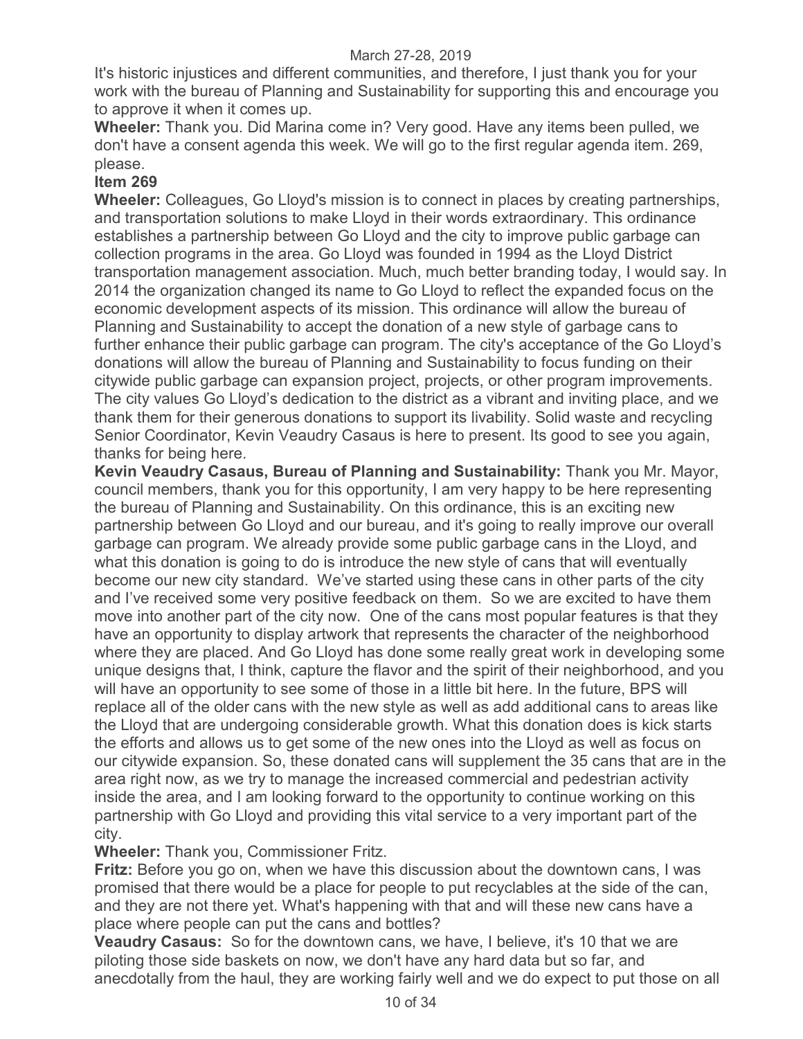It's historic injustices and different communities, and therefore, I just thank you for your work with the bureau of Planning and Sustainability for supporting this and encourage you to approve it when it comes up.

**Wheeler:** Thank you. Did Marina come in? Very good. Have any items been pulled, we don't have a consent agenda this week. We will go to the first regular agenda item. 269, please.

**Item 269**

**Wheeler:** Colleagues, Go Lloyd's mission is to connect in places by creating partnerships, and transportation solutions to make Lloyd in their words extraordinary. This ordinance establishes a partnership between Go Lloyd and the city to improve public garbage can collection programs in the area. Go Lloyd was founded in 1994 as the Lloyd District transportation management association. Much, much better branding today, I would say. In 2014 the organization changed its name to Go Lloyd to reflect the expanded focus on the economic development aspects of its mission. This ordinance will allow the bureau of Planning and Sustainability to accept the donation of a new style of garbage cans to further enhance their public garbage can program. The city's acceptance of the Go Lloyd's donations will allow the bureau of Planning and Sustainability to focus funding on their citywide public garbage can expansion project, projects, or other program improvements. The city values Go Lloyd's dedication to the district as a vibrant and inviting place, and we thank them for their generous donations to support its livability. Solid waste and recycling Senior Coordinator, Kevin Veaudry Casaus is here to present. Its good to see you again, thanks for being here.

**Kevin Veaudry Casaus, Bureau of Planning and Sustainability:** Thank you Mr. Mayor, council members, thank you for this opportunity, I am very happy to be here representing the bureau of Planning and Sustainability. On this ordinance, this is an exciting new partnership between Go Lloyd and our bureau, and it's going to really improve our overall garbage can program. We already provide some public garbage cans in the Lloyd, and what this donation is going to do is introduce the new style of cans that will eventually become our new city standard. We've started using these cans in other parts of the city and I've received some very positive feedback on them. So we are excited to have them move into another part of the city now. One of the cans most popular features is that they have an opportunity to display artwork that represents the character of the neighborhood where they are placed. And Go Lloyd has done some really great work in developing some unique designs that, I think, capture the flavor and the spirit of their neighborhood, and you will have an opportunity to see some of those in a little bit here. In the future, BPS will replace all of the older cans with the new style as well as add additional cans to areas like the Lloyd that are undergoing considerable growth. What this donation does is kick starts the efforts and allows us to get some of the new ones into the Lloyd as well as focus on our citywide expansion. So, these donated cans will supplement the 35 cans that are in the area right now, as we try to manage the increased commercial and pedestrian activity inside the area, and I am looking forward to the opportunity to continue working on this partnership with Go Lloyd and providing this vital service to a very important part of the city.

**Wheeler:** Thank you, Commissioner Fritz.

**Fritz:** Before you go on, when we have this discussion about the downtown cans, I was promised that there would be a place for people to put recyclables at the side of the can, and they are not there yet. What's happening with that and will these new cans have a place where people can put the cans and bottles?

**Veaudry Casaus:** So for the downtown cans, we have, I believe, it's 10 that we are piloting those side baskets on now, we don't have any hard data but so far, and anecdotally from the haul, they are working fairly well and we do expect to put those on all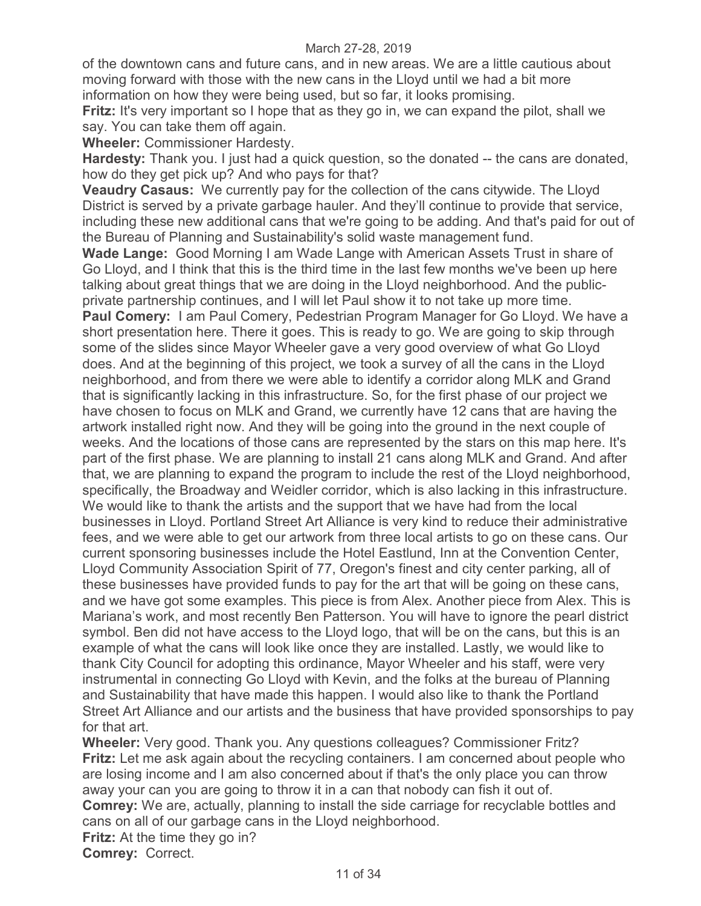of the downtown cans and future cans, and in new areas. We are a little cautious about moving forward with those with the new cans in the Lloyd until we had a bit more information on how they were being used, but so far, it looks promising.

**Fritz:** It's very important so I hope that as they go in, we can expand the pilot, shall we say. You can take them off again.

**Wheeler:** Commissioner Hardesty.

**Hardesty:** Thank you. I just had a quick question, so the donated -- the cans are donated, how do they get pick up? And who pays for that?

**Veaudry Casaus:** We currently pay for the collection of the cans citywide. The Lloyd District is served by a private garbage hauler. And they'll continue to provide that service, including these new additional cans that we're going to be adding. And that's paid for out of the Bureau of Planning and Sustainability's solid waste management fund.

**Wade Lange:** Good Morning I am Wade Lange with American Assets Trust in share of Go Lloyd, and I think that this is the third time in the last few months we've been up here talking about great things that we are doing in the Lloyd neighborhood. And the public-private partnership continues, and I will let Paul show it to not take up more time.

**Paul Comery:** I am Paul Comery, Pedestrian Program Manager for Go Lloyd. We have a short presentation here. There it goes. This is ready to go. We are going to skip through some of the slides since Mayor Wheeler gave a very good overview of what Go Lloyd does. And at the beginning of this project, we took a survey of all the cans in the Lloyd neighborhood, and from there we were able to identify a corridor along MLK and Grand that is significantly lacking in this infrastructure. So, for the first phase of our project we have chosen to focus on MLK and Grand, we currently have 12 cans that are having the artwork installed right now. And they will be going into the ground in the next couple of weeks. And the locations of those cans are represented by the stars on this map here. It's part of the first phase. We are planning to install 21 cans along MLK and Grand. And after that, we are planning to expand the program to include the rest of the Lloyd neighborhood, specifically, the Broadway and Weidler corridor, which is also lacking in this infrastructure. We would like to thank the artists and the support that we have had from the local businesses in Lloyd. Portland Street Art Alliance is very kind to reduce their administrative fees, and we were able to get our artwork from three local artists to go on these cans. Our current sponsoring businesses include the Hotel Eastlund, Inn at the Convention Center, Lloyd Community Association Spirit of 77, Oregon's finest and city center parking, all of these businesses have provided funds to pay for the art that will be going on these cans, and we have got some examples. This piece is from Alex. Another piece from Alex. This is Mariana's work, and most recently Ben Patterson. You will have to ignore the pearl district symbol. Ben did not have access to the Lloyd logo, that will be on the cans, but this is an example of what the cans will look like once they are installed. Lastly, we would like to thank City Council for adopting this ordinance, Mayor Wheeler and his staff, were very instrumental in connecting Go Lloyd with Kevin, and the folks at the bureau of Planning and Sustainability that have made this happen. I would also like to thank the Portland Street Art Alliance and our artists and the business that have provided sponsorships to pay for that art.

**Wheeler:** Very good. Thank you. Any questions colleagues? Commissioner Fritz?

**Fritz:** Let me ask again about the recycling containers. I am concerned about people who are losing income and I am also concerned about if that's the only place you can throw away your can you are going to throw it in a can that nobody can fish it out of.

**Comrey:** We are, actually, planning to install the side carriage for recyclable bottles and cans on all of our garbage cans in the Lloyd neighborhood.

**Fritz:** At the time they go in?

**Comrey:** Correct.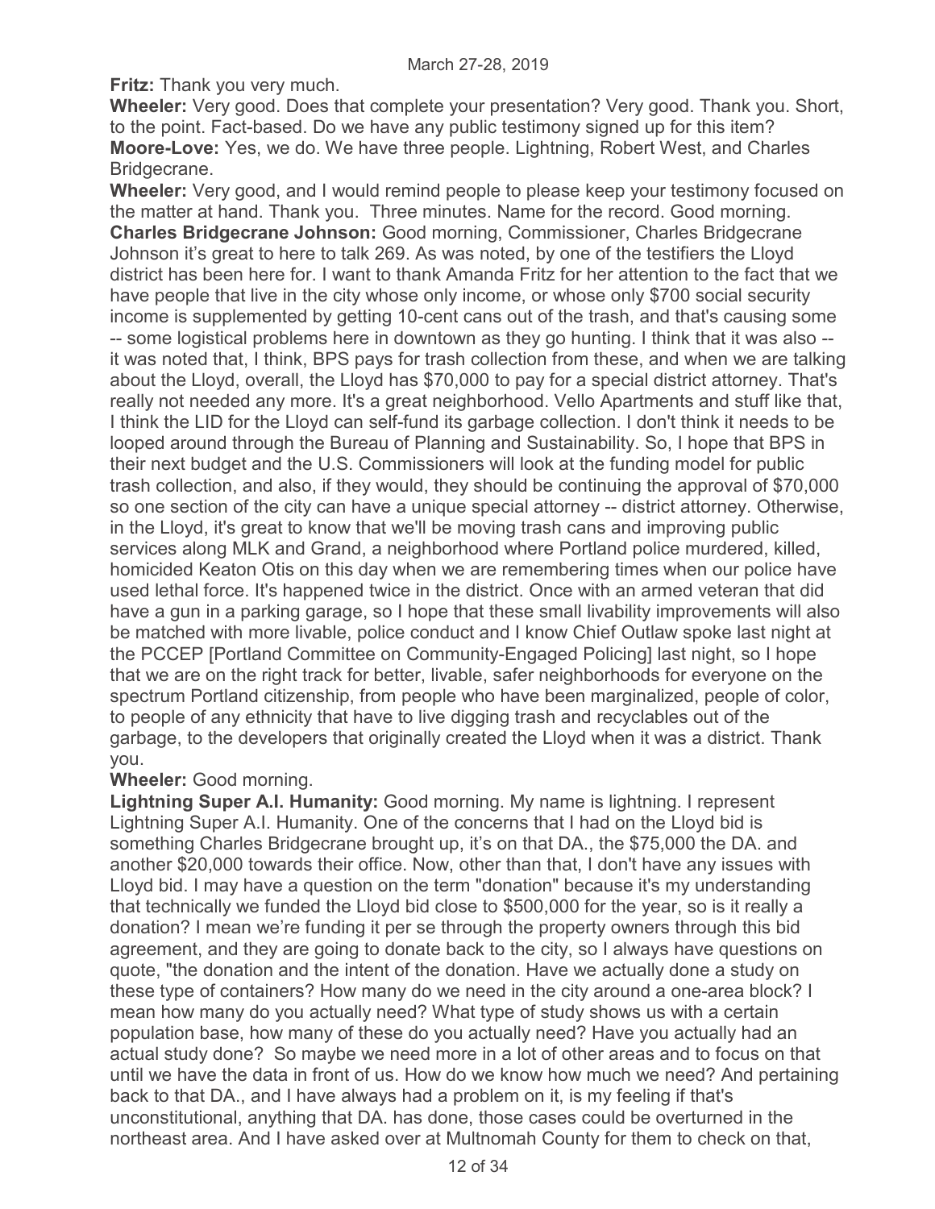**Fritz:** Thank you very much.

**Wheeler:** Very good. Does that complete your presentation? Very good. Thank you. Short, to the point. Fact-based. Do we have any public testimony signed up for this item?

**Moore-Love:** Yes, we do. We have three people. Lightning, Robert West, and Charles Bridgecrane.

**Wheeler:** Very good, and I would remind people to please keep your testimony focused on the matter at hand. Thank you. Three minutes. Name for the record. Good morning.

**Charles Bridgecrane Johnson:** Good morning, Commissioner, Charles Bridgecrane Johnson it's great to here to talk 269. As was noted, by one of the testifiers the Lloyd district has been here for. I want to thank Amanda Fritz for her attention to the fact that we have people that live in the city whose only income, or whose only $700 social security income is supplemented by getting 10-cent cans out of the trash, and that's causing some -- some logistical problems here in downtown as they go hunting. I think that it was also -- it was noted that, I think, BPS pays for trash collection from these, and when we are talking about the Lloyd, overall, the Lloyd has $70,000 to pay for a special district attorney. That's really not needed any more. It's a great neighborhood. Vello Apartments and stuff like that, I think the LID for the Lloyd can self-fund its garbage collection. I don't think it needs to be looped around through the Bureau of Planning and Sustainability. So, I hope that BPS in their next budget and the U.S. Commissioners will look at the funding model for public trash collection, and also, if they would, they should be continuing the approval of $70,000 so one section of the city can have a unique special attorney -- district attorney. Otherwise, in the Lloyd, it's great to know that we'll be moving trash cans and improving public services along MLK and Grand, a neighborhood where Portland police murdered, killed, homicided Keaton Otis on this day when we are remembering times when our police have used lethal force. It's happened twice in the district. Once with an armed veteran that did have a gun in a parking garage, so I hope that these small livability improvements will also be matched with more livable, police conduct and I know Chief Outlaw spoke last night at the PCCEP [Portland Committee on Community-Engaged Policing] last night, so I hope that we are on the right track for better, livable, safer neighborhoods for everyone on the spectrum Portland citizenship, from people who have been marginalized, people of color, to people of any ethnicity that have to live digging trash and recyclables out of the garbage, to the developers that originally created the Lloyd when it was a district. Thank you.

**Wheeler:** Good morning.

**Lightning Super A.I. Humanity:** Good morning. My name is lightning. I represent Lightning Super A.I. Humanity. One of the concerns that I had on the Lloyd bid is something Charles Bridgecrane brought up, it's on that DA., the $75,000 the DA. and another $20,000 towards their office. Now, other than that, I don't have any issues with Lloyd bid. I may have a question on the term "donation" because it's my understanding that technically we funded the Lloyd bid close to $500,000 for the year, so is it really a donation? I mean we're funding it per se through the property owners through this bid agreement, and they are going to donate back to the city, so I always have questions on quote, "the donation and the intent of the donation. Have we actually done a study on these type of containers? How many do we need in the city around a one-area block? I mean how many do you actually need? What type of study shows us with a certain population base, how many of these do you actually need? Have you actually had an actual study done? So maybe we need more in a lot of other areas and to focus on that until we have the data in front of us. How do we know how much we need? And pertaining back to that DA., and I have always had a problem on it, is my feeling if that's unconstitutional, anything that DA. has done, those cases could be overturned in the northeast area. And I have asked over at Multnomah County for them to check on that,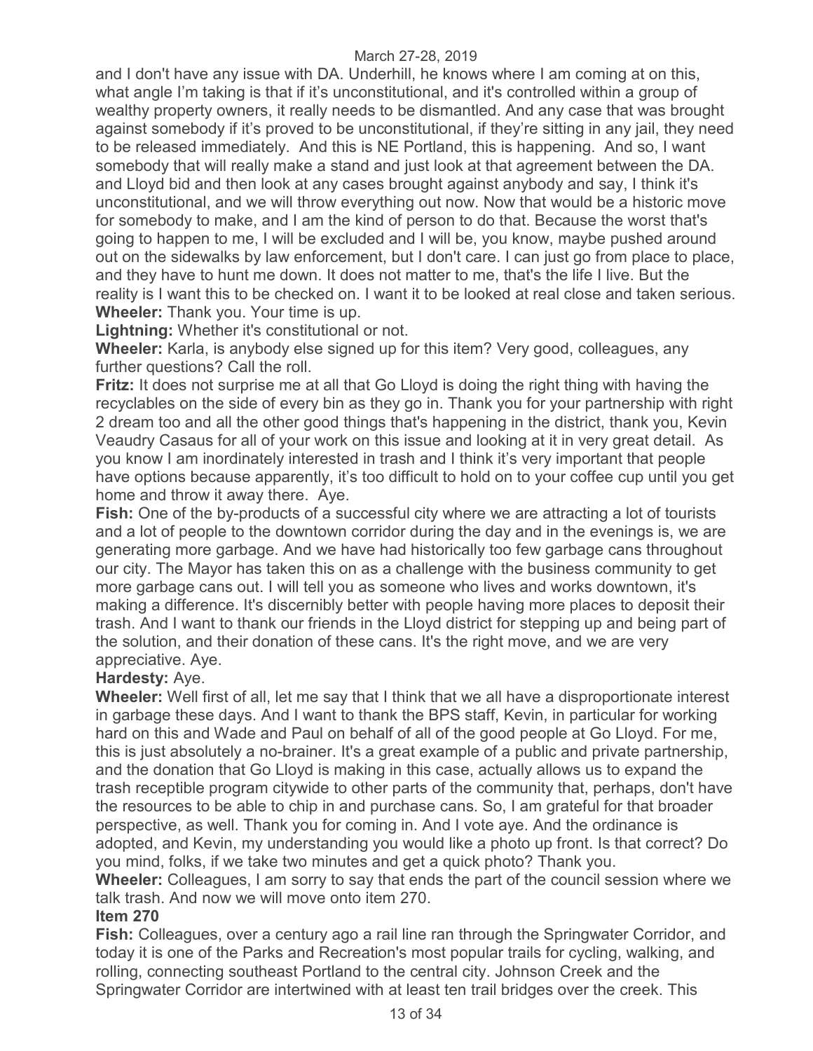and I don't have any issue with DA. Underhill, he knows where I am coming at on this, what angle I'm taking is that if it's unconstitutional, and it's controlled within a group of wealthy property owners, it really needs to be dismantled. And any case that was brought against somebody if it's proved to be unconstitutional, if they're sitting in any jail, they need to be released immediately. And this is NE Portland, this is happening. And so, I want somebody that will really make a stand and just look at that agreement between the DA. and Lloyd bid and then look at any cases brought against anybody and say, I think it's unconstitutional, and we will throw everything out now. Now that would be a historic move for somebody to make, and I am the kind of person to do that. Because the worst that's going to happen to me, I will be excluded and I will be, you know, maybe pushed around out on the sidewalks by law enforcement, but I don't care. I can just go from place to place, and they have to hunt me down. It does not matter to me, that's the life I live. But the reality is I want this to be checked on. I want it to be looked at real close and taken serious.

**Wheeler:** Thank you. Your time is up.

**Lightning:** Whether it's constitutional or not.

**Wheeler:** Karla, is anybody else signed up for this item? Very good, colleagues, any further questions? Call the roll.

**Fritz:** It does not surprise me at all that Go Lloyd is doing the right thing with having the recyclables on the side of every bin as they go in. Thank you for your partnership with right 2 dream too and all the other good things that's happening in the district, thank you, Kevin Veaudry Casaus for all of your work on this issue and looking at it in very great detail. As you know I am inordinately interested in trash and I think it's very important that people have options because apparently, it's too difficult to hold on to your coffee cup until you get home and throw it away there. Aye.

**Fish:** One of the by-products of a successful city where we are attracting a lot of tourists and a lot of people to the downtown corridor during the day and in the evenings is, we are generating more garbage. And we have had historically too few garbage cans throughout our city. The Mayor has taken this on as a challenge with the business community to get more garbage cans out. I will tell you as someone who lives and works downtown, it's making a difference. It's discernibly better with people having more places to deposit their trash. And I want to thank our friends in the Lloyd district for stepping up and being part of the solution, and their donation of these cans. It's the right move, and we are very appreciative. Aye.

**Hardesty:** Aye.

**Wheeler:** Well first of all, let me say that I think that we all have a disproportionate interest in garbage these days. And I want to thank the BPS staff, Kevin, in particular for working hard on this and Wade and Paul on behalf of all of the good people at Go Lloyd. For me, this is just absolutely a no-brainer. It's a great example of a public and private partnership, and the donation that Go Lloyd is making in this case, actually allows us to expand the trash receptible program citywide to other parts of the community that, perhaps, don't have the resources to be able to chip in and purchase cans. So, I am grateful for that broader perspective, as well. Thank you for coming in. And I vote aye. And the ordinance is adopted, and Kevin, my understanding you would like a photo up front. Is that correct? Do you mind, folks, if we take two minutes and get a quick photo? Thank you.

**Wheeler:** Colleagues, I am sorry to say that ends the part of the council session where we talk trash. And now we will move onto item 270.

**Item 270**

**Fish:** Colleagues, over a century ago a rail line ran through the Springwater Corridor, and today it is one of the Parks and Recreation's most popular trails for cycling, walking, and rolling, connecting southeast Portland to the central city. Johnson Creek and the Springwater Corridor are intertwined with at least ten trail bridges over the creek. This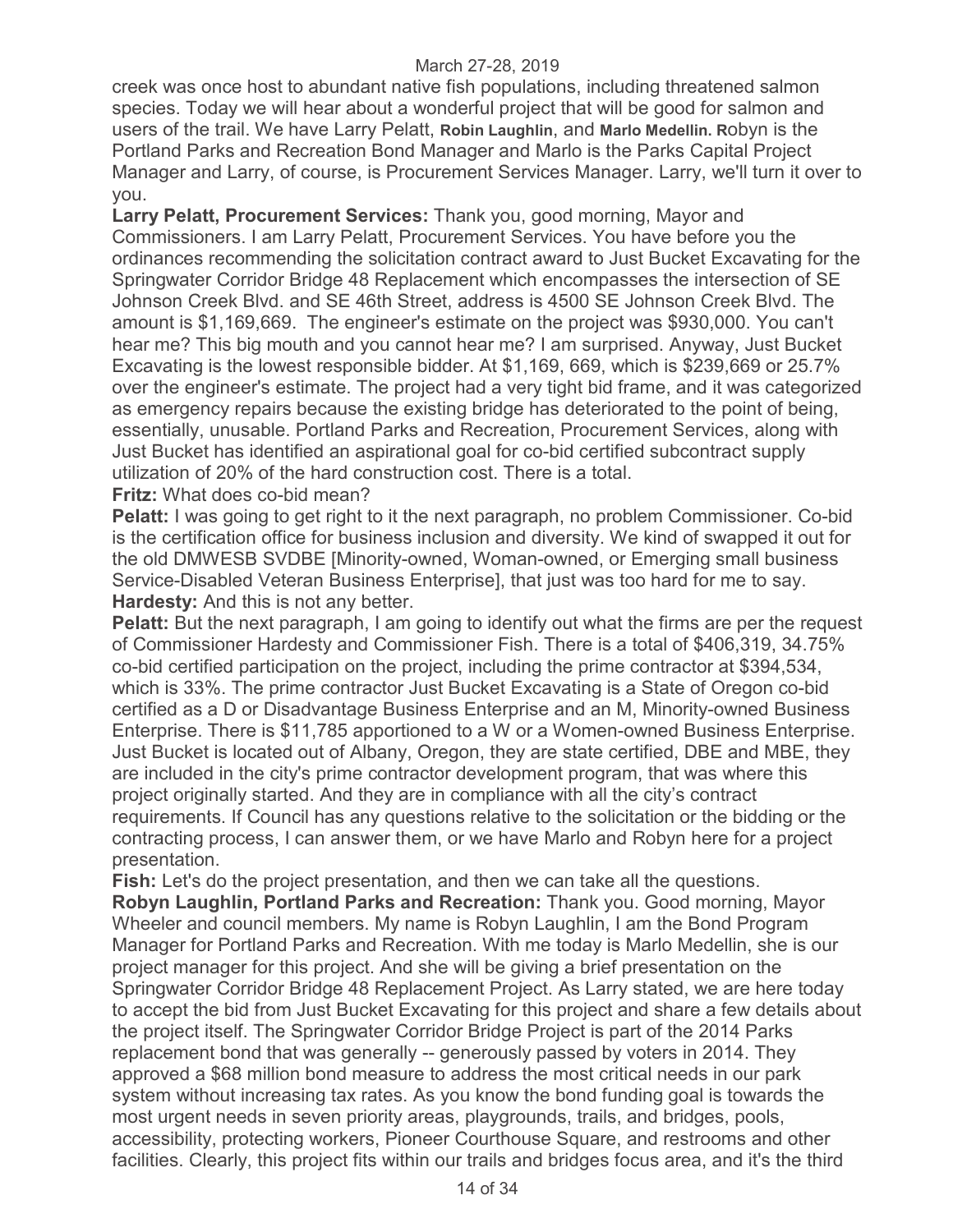creek was once host to abundant native fish populations, including threatened salmon species. Today we will hear about a wonderful project that will be good for salmon and users of the trail. We have Larry Pelatt, **Robin Laughlin**, and **Marlo Medellin. R**obyn is the Portland Parks and Recreation Bond Manager and Marlo is the Parks Capital Project Manager and Larry, of course, is Procurement Services Manager. Larry, we'll turn it over to you.

**Larry Pelatt, Procurement Services:** Thank you, good morning, Mayor and Commissioners. I am Larry Pelatt, Procurement Services. You have before you the ordinances recommending the solicitation contract award to Just Bucket Excavating for the Springwater Corridor Bridge 48 Replacement which encompasses the intersection of SE Johnson Creek Blvd. and SE 46th Street, address is 4500 SE Johnson Creek Blvd. The amount is $1,169,669. The engineer's estimate on the project was $930,000. You can't hear me? This big mouth and you cannot hear me? I am surprised. Anyway, Just Bucket Excavating is the lowest responsible bidder. At $1,169, 669, which is $239,669 or 25.7% over the engineer's estimate. The project had a very tight bid frame, and it was categorized as emergency repairs because the existing bridge has deteriorated to the point of being, essentially, unusable. Portland Parks and Recreation, Procurement Services, along with Just Bucket has identified an aspirational goal for co-bid certified subcontract supply utilization of 20% of the hard construction cost. There is a total.

**Fritz:** What does co-bid mean?

**Pelatt:** I was going to get right to it the next paragraph, no problem Commissioner. Co-bid is the certification office for business inclusion and diversity. We kind of swapped it out for the old DMWESB SVDBE [Minority-owned, Woman-owned, or Emerging small business Service-Disabled Veteran Business Enterprise], that just was too hard for me to say.

**Hardesty:** And this is not any better.

**Pelatt:** But the next paragraph, I am going to identify out what the firms are per the request of Commissioner Hardesty and Commissioner Fish. There is a total of $406,319, 34.75% co-bid certified participation on the project, including the prime contractor at $394,534, which is 33%. The prime contractor Just Bucket Excavating is a State of Oregon co-bid certified as a D or Disadvantage Business Enterprise and an M, Minority-owned Business Enterprise. There is $11,785 apportioned to a W or a Women-owned Business Enterprise. Just Bucket is located out of Albany, Oregon, they are state certified, DBE and MBE, they are included in the city's prime contractor development program, that was where this project originally started. And they are in compliance with all the city's contract requirements. If Council has any questions relative to the solicitation or the bidding or the contracting process, I can answer them, or we have Marlo and Robyn here for a project presentation.

**Fish:** Let's do the project presentation, and then we can take all the questions.

**Robyn Laughlin, Portland Parks and Recreation:** Thank you. Good morning, Mayor Wheeler and council members. My name is Robyn Laughlin, I am the Bond Program Manager for Portland Parks and Recreation. With me today is Marlo Medellin, she is our project manager for this project. And she will be giving a brief presentation on the Springwater Corridor Bridge 48 Replacement Project. As Larry stated, we are here today to accept the bid from Just Bucket Excavating for this project and share a few details about the project itself. The Springwater Corridor Bridge Project is part of the 2014 Parks replacement bond that was generally -- generously passed by voters in 2014. They approved a $68 million bond measure to address the most critical needs in our park system without increasing tax rates. As you know the bond funding goal is towards the most urgent needs in seven priority areas, playgrounds, trails, and bridges, pools, accessibility, protecting workers, Pioneer Courthouse Square, and restrooms and other facilities. Clearly, this project fits within our trails and bridges focus area, and it's the third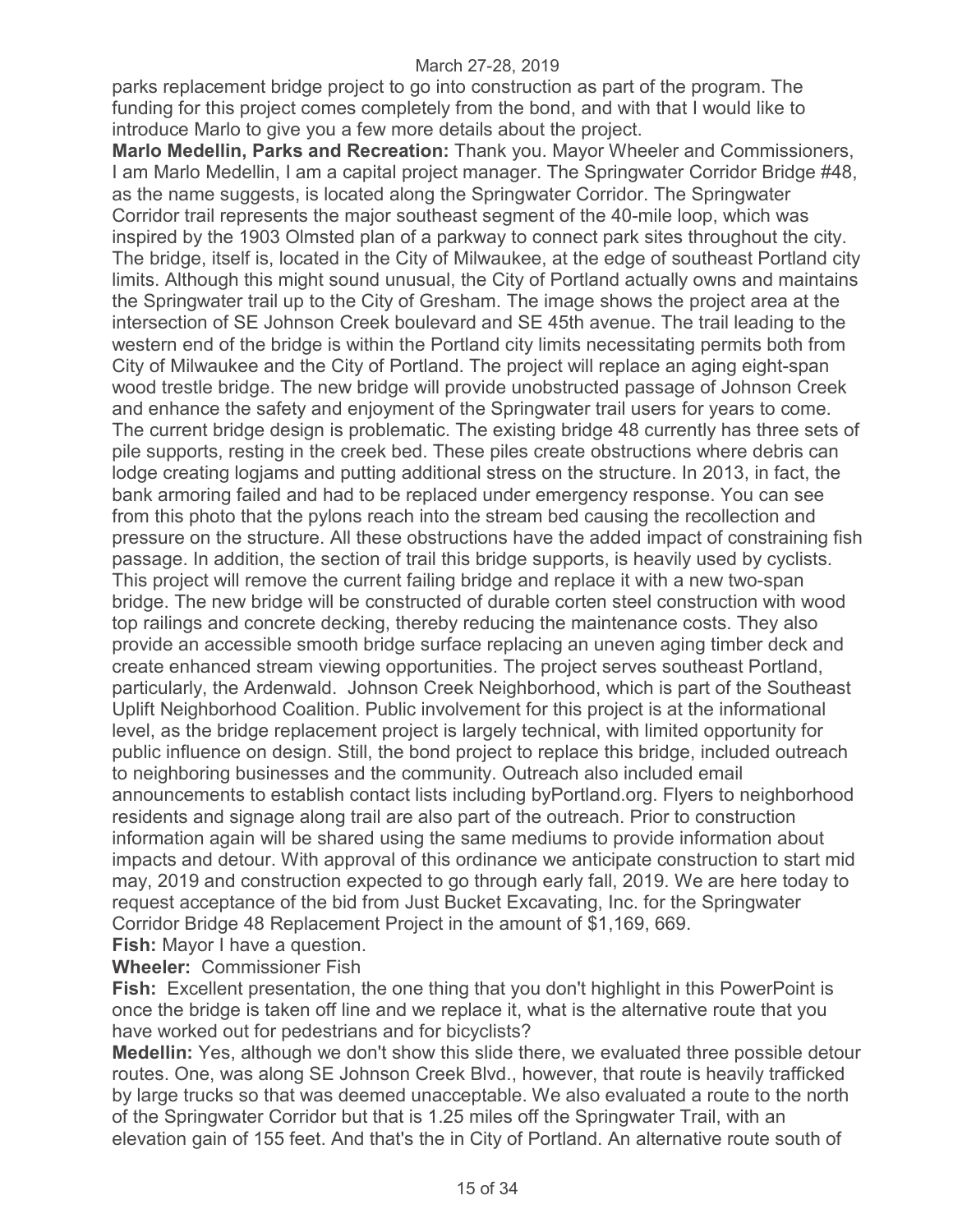parks replacement bridge project to go into construction as part of the program. The funding for this project comes completely from the bond, and with that I would like to introduce Marlo to give you a few more details about the project.

**Marlo Medellin, Parks and Recreation:** Thank you. Mayor Wheeler and Commissioners, I am Marlo Medellin, I am a capital project manager. The Springwater Corridor Bridge #48, as the name suggests, is located along the Springwater Corridor. The Springwater Corridor trail represents the major southeast segment of the 40-mile loop, which was inspired by the 1903 Olmsted plan of a parkway to connect park sites throughout the city. The bridge, itself is, located in the City of Milwaukee, at the edge of southeast Portland city limits. Although this might sound unusual, the City of Portland actually owns and maintains the Springwater trail up to the City of Gresham. The image shows the project area at the intersection of SE Johnson Creek boulevard and SE 45th avenue. The trail leading to the western end of the bridge is within the Portland city limits necessitating permits both from City of Milwaukee and the City of Portland. The project will replace an aging eight-span wood trestle bridge. The new bridge will provide unobstructed passage of Johnson Creek and enhance the safety and enjoyment of the Springwater trail users for years to come. The current bridge design is problematic. The existing bridge 48 currently has three sets of pile supports, resting in the creek bed. These piles create obstructions where debris can lodge creating logjams and putting additional stress on the structure. In 2013, in fact, the bank armoring failed and had to be replaced under emergency response. You can see from this photo that the pylons reach into the stream bed causing the recollection and pressure on the structure. All these obstructions have the added impact of constraining fish passage. In addition, the section of trail this bridge supports, is heavily used by cyclists. This project will remove the current failing bridge and replace it with a new two-span bridge. The new bridge will be constructed of durable corten steel construction with wood top railings and concrete decking, thereby reducing the maintenance costs. They also provide an accessible smooth bridge surface replacing an uneven aging timber deck and create enhanced stream viewing opportunities. The project serves southeast Portland, particularly, the Ardenwald. Johnson Creek Neighborhood, which is part of the Southeast Uplift Neighborhood Coalition. Public involvement for this project is at the informational level, as the bridge replacement project is largely technical, with limited opportunity for public influence on design. Still, the bond project to replace this bridge, included outreach to neighboring businesses and the community. Outreach also included email announcements to establish contact lists including byPortland.org. Flyers to neighborhood residents and signage along trail are also part of the outreach. Prior to construction information again will be shared using the same mediums to provide information about impacts and detour. With approval of this ordinance we anticipate construction to start mid may, 2019 and construction expected to go through early fall, 2019. We are here today to request acceptance of the bid from Just Bucket Excavating, Inc. for the Springwater Corridor Bridge 48 Replacement Project in the amount of $1,169, 669.

**Fish:** Mayor I have a question.

**Wheeler:** Commissioner Fish

**Fish:** Excellent presentation, the one thing that you don't highlight in this PowerPoint is once the bridge is taken off line and we replace it, what is the alternative route that you have worked out for pedestrians and for bicyclists?

**Medellin:** Yes, although we don't show this slide there, we evaluated three possible detour routes. One, was along SE Johnson Creek Blvd., however, that route is heavily trafficked by large trucks so that was deemed unacceptable. We also evaluated a route to the north of the Springwater Corridor but that is 1.25 miles off the Springwater Trail, with an elevation gain of 155 feet. And that's the in City of Portland. An alternative route south of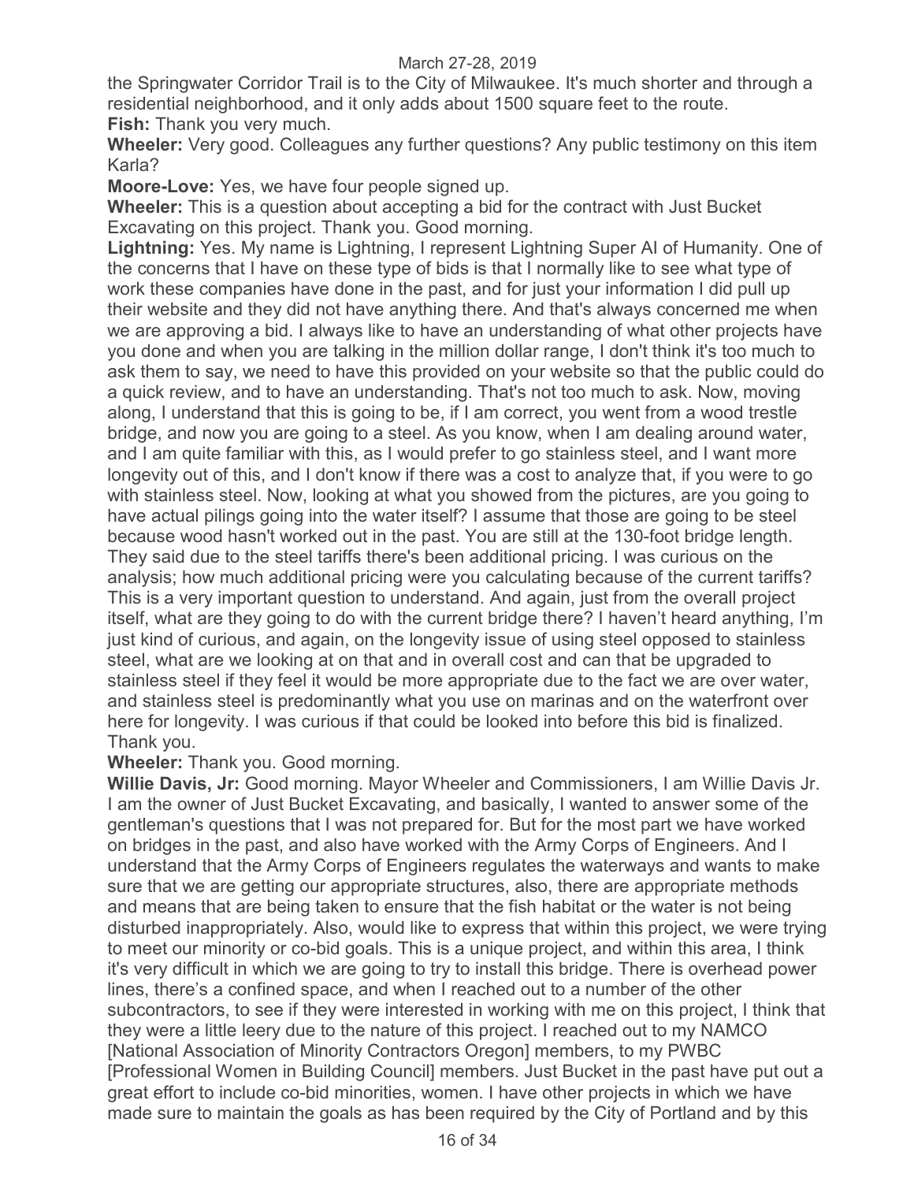the Springwater Corridor Trail is to the City of Milwaukee. It's much shorter and through a residential neighborhood, and it only adds about 1500 square feet to the route.

**Fish:** Thank you very much.

**Wheeler:** Very good. Colleagues any further questions? Any public testimony on this item Karla?

**Moore-Love:** Yes, we have four people signed up.

**Wheeler:** This is a question about accepting a bid for the contract with Just Bucket Excavating on this project. Thank you. Good morning.

**Lightning:** Yes. My name is Lightning, I represent Lightning Super AI of Humanity. One of the concerns that I have on these type of bids is that I normally like to see what type of work these companies have done in the past, and for just your information I did pull up their website and they did not have anything there. And that's always concerned me when we are approving a bid. I always like to have an understanding of what other projects have you done and when you are talking in the million dollar range, I don't think it's too much to ask them to say, we need to have this provided on your website so that the public could do a quick review, and to have an understanding. That's not too much to ask. Now, moving along, I understand that this is going to be, if I am correct, you went from a wood trestle bridge, and now you are going to a steel. As you know, when I am dealing around water, and I am quite familiar with this, as I would prefer to go stainless steel, and I want more longevity out of this, and I don't know if there was a cost to analyze that, if you were to go with stainless steel. Now, looking at what you showed from the pictures, are you going to have actual pilings going into the water itself? I assume that those are going to be steel because wood hasn't worked out in the past. You are still at the 130-foot bridge length. They said due to the steel tariffs there's been additional pricing. I was curious on the analysis; how much additional pricing were you calculating because of the current tariffs? This is a very important question to understand. And again, just from the overall project itself, what are they going to do with the current bridge there? I haven't heard anything, I'm just kind of curious, and again, on the longevity issue of using steel opposed to stainless steel, what are we looking at on that and in overall cost and can that be upgraded to stainless steel if they feel it would be more appropriate due to the fact we are over water, and stainless steel is predominantly what you use on marinas and on the waterfront over here for longevity. I was curious if that could be looked into before this bid is finalized. Thank you.

**Wheeler:** Thank you. Good morning.

**Willie Davis, Jr:** Good morning. Mayor Wheeler and Commissioners, I am Willie Davis Jr. I am the owner of Just Bucket Excavating, and basically, I wanted to answer some of the gentleman's questions that I was not prepared for. But for the most part we have worked on bridges in the past, and also have worked with the Army Corps of Engineers. And I understand that the Army Corps of Engineers regulates the waterways and wants to make sure that we are getting our appropriate structures, also, there are appropriate methods and means that are being taken to ensure that the fish habitat or the water is not being disturbed inappropriately. Also, would like to express that within this project, we were trying to meet our minority or co-bid goals. This is a unique project, and within this area, I think it's very difficult in which we are going to try to install this bridge. There is overhead power lines, there's a confined space, and when I reached out to a number of the other subcontractors, to see if they were interested in working with me on this project, I think that they were a little leery due to the nature of this project. I reached out to my NAMCO [National Association of Minority Contractors Oregon] members, to my PWBC [Professional Women in Building Council] members. Just Bucket in the past have put out a great effort to include co-bid minorities, women. I have other projects in which we have made sure to maintain the goals as has been required by the City of Portland and by this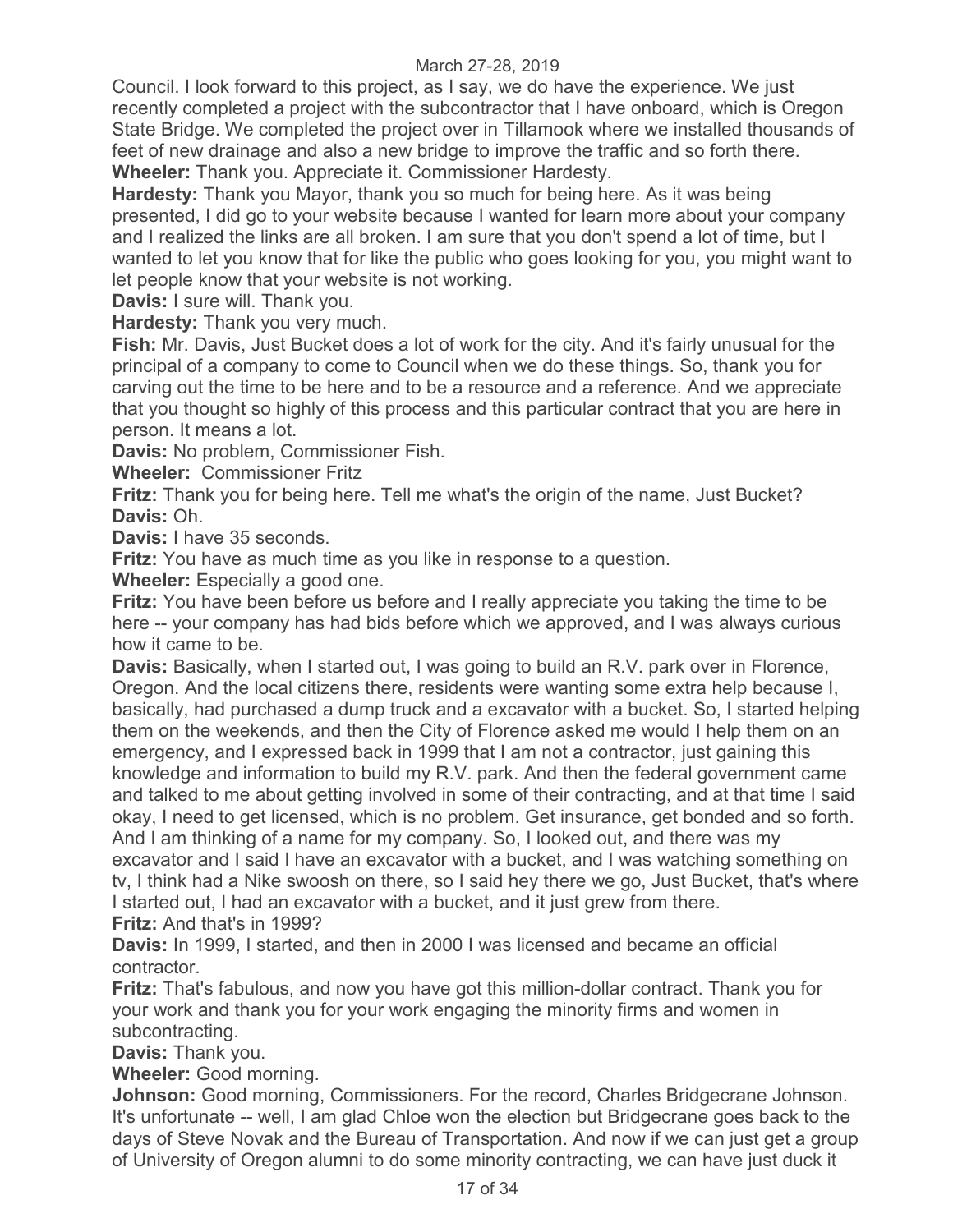Council. I look forward to this project, as I say, we do have the experience. We just recently completed a project with the subcontractor that I have onboard, which is Oregon State Bridge. We completed the project over in Tillamook where we installed thousands of feet of new drainage and also a new bridge to improve the traffic and so forth there.

**Wheeler:** Thank you. Appreciate it. Commissioner Hardesty.

**Hardesty:** Thank you Mayor, thank you so much for being here. As it was being presented, I did go to your website because I wanted for learn more about your company and I realized the links are all broken. I am sure that you don't spend a lot of time, but I wanted to let you know that for like the public who goes looking for you, you might want to let people know that your website is not working.

**Davis:** I sure will. Thank you.

**Hardesty:** Thank you very much.

**Fish:** Mr. Davis, Just Bucket does a lot of work for the city. And it's fairly unusual for the principal of a company to come to Council when we do these things. So, thank you for carving out the time to be here and to be a resource and a reference. And we appreciate that you thought so highly of this process and this particular contract that you are here in person. It means a lot.

**Davis:** No problem, Commissioner Fish.

**Wheeler:** Commissioner Fritz

**Fritz:** Thank you for being here. Tell me what's the origin of the name, Just Bucket?

**Davis:** Oh.

**Davis:** I have 35 seconds.

**Fritz:** You have as much time as you like in response to a question.

**Wheeler:** Especially a good one.

**Fritz:** You have been before us before and I really appreciate you taking the time to be here -- your company has had bids before which we approved, and I was always curious how it came to be.

**Davis:** Basically, when I started out, I was going to build an R.V. park over in Florence, Oregon. And the local citizens there, residents were wanting some extra help because I, basically, had purchased a dump truck and a excavator with a bucket. So, I started helping them on the weekends, and then the City of Florence asked me would I help them on an emergency, and I expressed back in 1999 that I am not a contractor, just gaining this knowledge and information to build my R.V. park. And then the federal government came and talked to me about getting involved in some of their contracting, and at that time I said okay, I need to get licensed, which is no problem. Get insurance, get bonded and so forth. And I am thinking of a name for my company. So, I looked out, and there was my excavator and I said I have an excavator with a bucket, and I was watching something on tv, I think had a Nike swoosh on there, so I said hey there we go, Just Bucket, that's where I started out, I had an excavator with a bucket, and it just grew from there.

**Fritz:** And that's in 1999?

**Davis:** In 1999, I started, and then in 2000 I was licensed and became an official contractor.

**Fritz:** That's fabulous, and now you have got this million-dollar contract. Thank you for your work and thank you for your work engaging the minority firms and women in subcontracting.

**Davis:** Thank you.

**Wheeler:** Good morning.

**Johnson:** Good morning, Commissioners. For the record, Charles Bridgecrane Johnson. It's unfortunate -- well, I am glad Chloe won the election but Bridgecrane goes back to the days of Steve Novak and the Bureau of Transportation. And now if we can just get a group of University of Oregon alumni to do some minority contracting, we can have just duck it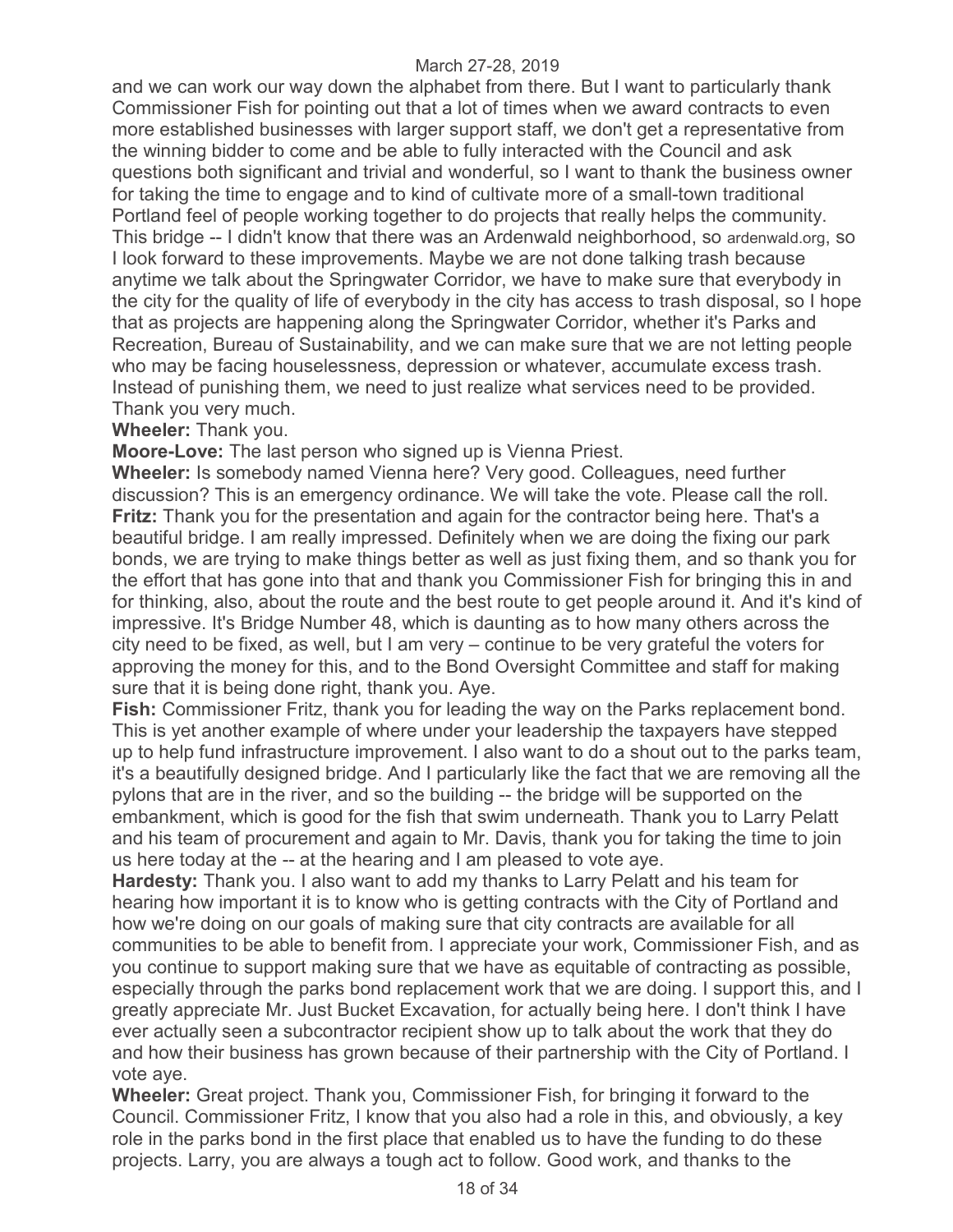and we can work our way down the alphabet from there. But I want to particularly thank Commissioner Fish for pointing out that a lot of times when we award contracts to even more established businesses with larger support staff, we don't get a representative from the winning bidder to come and be able to fully interacted with the Council and ask questions both significant and trivial and wonderful, so I want to thank the business owner for taking the time to engage and to kind of cultivate more of a small-town traditional Portland feel of people working together to do projects that really helps the community. This bridge -- I didn't know that there was an Ardenwald neighborhood, so ardenwald.org, so I look forward to these improvements. Maybe we are not done talking trash because anytime we talk about the Springwater Corridor, we have to make sure that everybody in the city for the quality of life of everybody in the city has access to trash disposal, so I hope that as projects are happening along the Springwater Corridor, whether it's Parks and Recreation, Bureau of Sustainability, and we can make sure that we are not letting people who may be facing houselessness, depression or whatever, accumulate excess trash. Instead of punishing them, we need to just realize what services need to be provided. Thank you very much.

**Wheeler:** Thank you.

**Moore-Love:** The last person who signed up is Vienna Priest.

**Wheeler:** Is somebody named Vienna here? Very good. Colleagues, need further discussion? This is an emergency ordinance. We will take the vote. Please call the roll.

**Fritz:** Thank you for the presentation and again for the contractor being here. That's a beautiful bridge. I am really impressed. Definitely when we are doing the fixing our park bonds, we are trying to make things better as well as just fixing them, and so thank you for the effort that has gone into that and thank you Commissioner Fish for bringing this in and for thinking, also, about the route and the best route to get people around it. And it's kind of impressive. It's Bridge Number 48, which is daunting as to how many others across the city need to be fixed, as well, but I am very – continue to be very grateful the voters for approving the money for this, and to the Bond Oversight Committee and staff for making sure that it is being done right, thank you. Aye.

**Fish:** Commissioner Fritz, thank you for leading the way on the Parks replacement bond. This is yet another example of where under your leadership the taxpayers have stepped up to help fund infrastructure improvement. I also want to do a shout out to the parks team, it's a beautifully designed bridge. And I particularly like the fact that we are removing all the pylons that are in the river, and so the building -- the bridge will be supported on the embankment, which is good for the fish that swim underneath. Thank you to Larry Pelatt and his team of procurement and again to Mr. Davis, thank you for taking the time to join us here today at the -- at the hearing and I am pleased to vote aye.

**Hardesty:** Thank you. I also want to add my thanks to Larry Pelatt and his team for hearing how important it is to know who is getting contracts with the City of Portland and how we're doing on our goals of making sure that city contracts are available for all communities to be able to benefit from. I appreciate your work, Commissioner Fish, and as you continue to support making sure that we have as equitable of contracting as possible, especially through the parks bond replacement work that we are doing. I support this, and I greatly appreciate Mr. Just Bucket Excavation, for actually being here. I don't think I have ever actually seen a subcontractor recipient show up to talk about the work that they do and how their business has grown because of their partnership with the City of Portland. I vote aye.

**Wheeler:** Great project. Thank you, Commissioner Fish, for bringing it forward to the Council. Commissioner Fritz, I know that you also had a role in this, and obviously, a key role in the parks bond in the first place that enabled us to have the funding to do these projects. Larry, you are always a tough act to follow. Good work, and thanks to the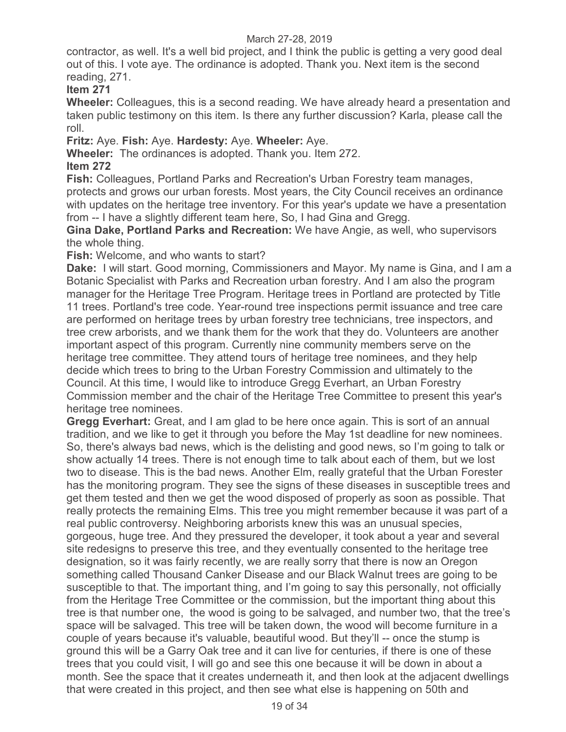contractor, as well. It's a well bid project, and I think the public is getting a very good deal out of this. I vote aye. The ordinance is adopted. Thank you. Next item is the second reading, 271.

**Item 271**

**Wheeler:** Colleagues, this is a second reading. We have already heard a presentation and taken public testimony on this item. Is there any further discussion? Karla, please call the roll.

**Fritz:** Aye. **Fish:** Aye. **Hardesty:** Aye. **Wheeler:** Aye.

**Wheeler:** The ordinances is adopted. Thank you. Item 272.

**Item 272**

**Fish:** Colleagues, Portland Parks and Recreation's Urban Forestry team manages, protects and grows our urban forests. Most years, the City Council receives an ordinance with updates on the heritage tree inventory. For this year's update we have a presentation from -- I have a slightly different team here, So, I had Gina and Gregg.

**Gina Dake, Portland Parks and Recreation:** We have Angie, as well, who supervisors the whole thing.

**Fish:** Welcome, and who wants to start?

**Dake:** I will start. Good morning, Commissioners and Mayor. My name is Gina, and I am a Botanic Specialist with Parks and Recreation urban forestry. And I am also the program manager for the Heritage Tree Program. Heritage trees in Portland are protected by Title 11 trees. Portland's tree code. Year-round tree inspections permit issuance and tree care are performed on heritage trees by urban forestry tree technicians, tree inspectors, and tree crew arborists, and we thank them for the work that they do. Volunteers are another important aspect of this program. Currently nine community members serve on the heritage tree committee. They attend tours of heritage tree nominees, and they help decide which trees to bring to the Urban Forestry Commission and ultimately to the Council. At this time, I would like to introduce Gregg Everhart, an Urban Forestry Commission member and the chair of the Heritage Tree Committee to present this year's heritage tree nominees.

**Gregg Everhart:** Great, and I am glad to be here once again. This is sort of an annual tradition, and we like to get it through you before the May 1st deadline for new nominees. So, there's always bad news, which is the delisting and good news, so I'm going to talk or show actually 14 trees. There is not enough time to talk about each of them, but we lost two to disease. This is the bad news. Another Elm, really grateful that the Urban Forester has the monitoring program. They see the signs of these diseases in susceptible trees and get them tested and then we get the wood disposed of properly as soon as possible. That really protects the remaining Elms. This tree you might remember because it was part of a real public controversy. Neighboring arborists knew this was an unusual species, gorgeous, huge tree. And they pressured the developer, it took about a year and several site redesigns to preserve this tree, and they eventually consented to the heritage tree designation, so it was fairly recently, we are really sorry that there is now an Oregon something called Thousand Canker Disease and our Black Walnut trees are going to be susceptible to that. The important thing, and I'm going to say this personally, not officially from the Heritage Tree Committee or the commission, but the important thing about this tree is that number one, the wood is going to be salvaged, and number two, that the tree's space will be salvaged. This tree will be taken down, the wood will become furniture in a couple of years because it's valuable, beautiful wood. But they'll -- once the stump is ground this will be a Garry Oak tree and it can live for centuries, if there is one of these trees that you could visit, I will go and see this one because it will be down in about a month. See the space that it creates underneath it, and then look at the adjacent dwellings that were created in this project, and then see what else is happening on 50th and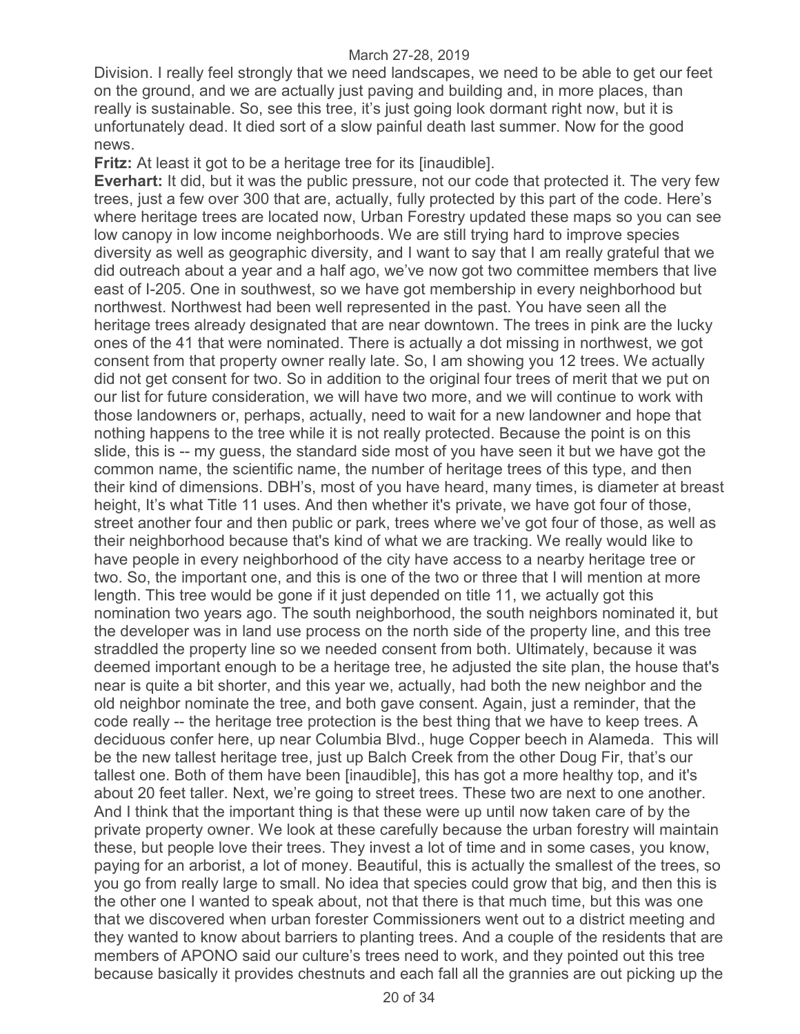Division. I really feel strongly that we need landscapes, we need to be able to get our feet on the ground, and we are actually just paving and building and, in more places, than really is sustainable. So, see this tree, it's just going look dormant right now, but it is unfortunately dead. It died sort of a slow painful death last summer. Now for the good news.

**Fritz:** At least it got to be a heritage tree for its [inaudible].

**Everhart:** It did, but it was the public pressure, not our code that protected it. The very few trees, just a few over 300 that are, actually, fully protected by this part of the code. Here's where heritage trees are located now, Urban Forestry updated these maps so you can see low canopy in low income neighborhoods. We are still trying hard to improve species diversity as well as geographic diversity, and I want to say that I am really grateful that we did outreach about a year and a half ago, we've now got two committee members that live east of I-205. One in southwest, so we have got membership in every neighborhood but northwest. Northwest had been well represented in the past. You have seen all the heritage trees already designated that are near downtown. The trees in pink are the lucky ones of the 41 that were nominated. There is actually a dot missing in northwest, we got consent from that property owner really late. So, I am showing you 12 trees. We actually did not get consent for two. So in addition to the original four trees of merit that we put on our list for future consideration, we will have two more, and we will continue to work with those landowners or, perhaps, actually, need to wait for a new landowner and hope that nothing happens to the tree while it is not really protected. Because the point is on this slide, this is -- my guess, the standard side most of you have seen it but we have got the common name, the scientific name, the number of heritage trees of this type, and then their kind of dimensions. DBH's, most of you have heard, many times, is diameter at breast height, It's what Title 11 uses. And then whether it's private, we have got four of those, street another four and then public or park, trees where we've got four of those, as well as their neighborhood because that's kind of what we are tracking. We really would like to have people in every neighborhood of the city have access to a nearby heritage tree or two. So, the important one, and this is one of the two or three that I will mention at more length. This tree would be gone if it just depended on title 11, we actually got this nomination two years ago. The south neighborhood, the south neighbors nominated it, but the developer was in land use process on the north side of the property line, and this tree straddled the property line so we needed consent from both. Ultimately, because it was deemed important enough to be a heritage tree, he adjusted the site plan, the house that's near is quite a bit shorter, and this year we, actually, had both the new neighbor and the old neighbor nominate the tree, and both gave consent. Again, just a reminder, that the code really -- the heritage tree protection is the best thing that we have to keep trees. A deciduous confer here, up near Columbia Blvd., huge Copper beech in Alameda. This will be the new tallest heritage tree, just up Balch Creek from the other Doug Fir, that's our tallest one. Both of them have been [inaudible], this has got a more healthy top, and it's about 20 feet taller. Next, we're going to street trees. These two are next to one another. And I think that the important thing is that these were up until now taken care of by the private property owner. We look at these carefully because the urban forestry will maintain these, but people love their trees. They invest a lot of time and in some cases, you know, paying for an arborist, a lot of money. Beautiful, this is actually the smallest of the trees, so you go from really large to small. No idea that species could grow that big, and then this is the other one I wanted to speak about, not that there is that much time, but this was one that we discovered when urban forester Commissioners went out to a district meeting and they wanted to know about barriers to planting trees. And a couple of the residents that are members of APONO said our culture's trees need to work, and they pointed out this tree because basically it provides chestnuts and each fall all the grannies are out picking up the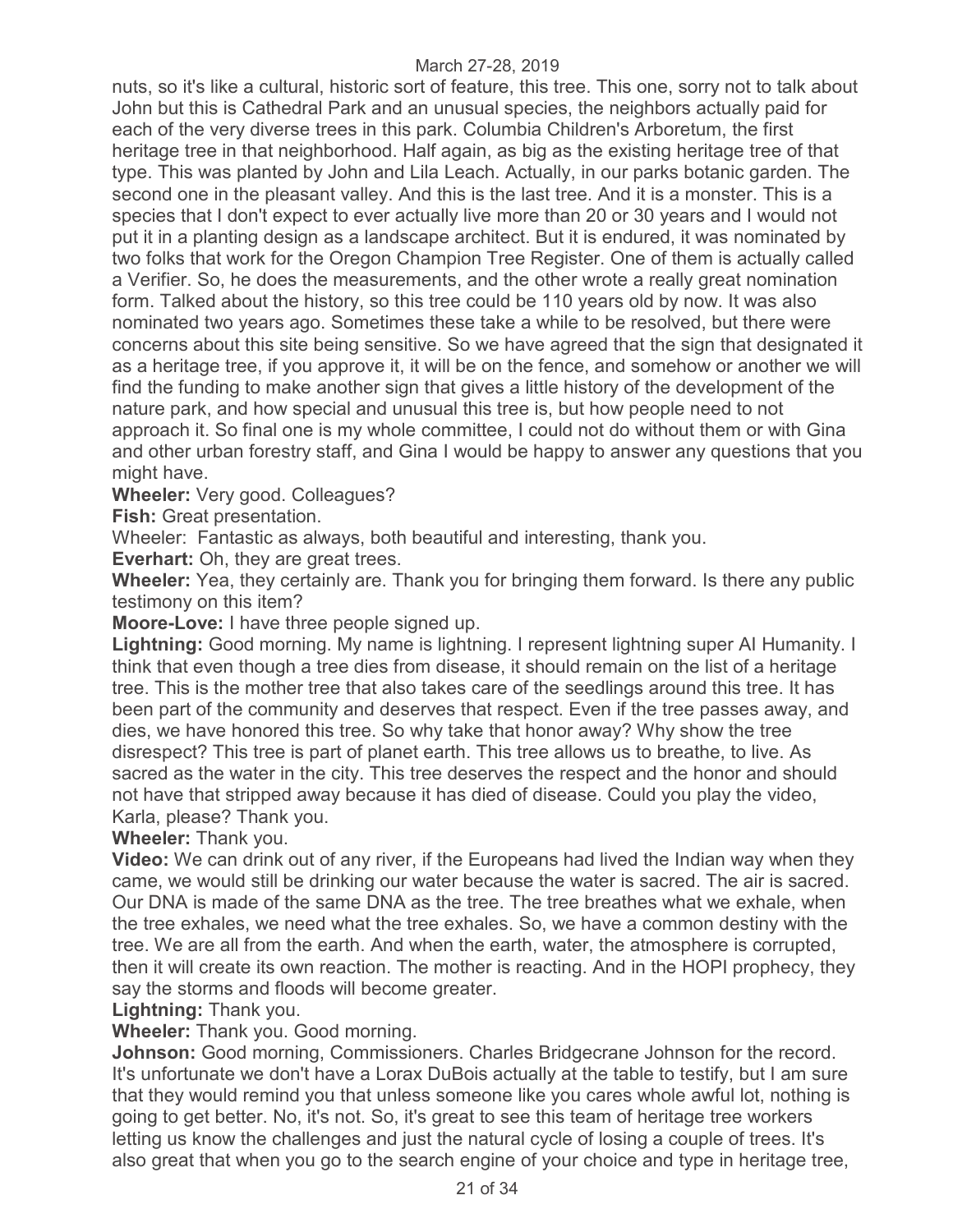nuts, so it's like a cultural, historic sort of feature, this tree. This one, sorry not to talk about John but this is Cathedral Park and an unusual species, the neighbors actually paid for each of the very diverse trees in this park. Columbia Children's Arboretum, the first heritage tree in that neighborhood. Half again, as big as the existing heritage tree of that type. This was planted by John and Lila Leach. Actually, in our parks botanic garden. The second one in the pleasant valley. And this is the last tree. And it is a monster. This is a species that I don't expect to ever actually live more than 20 or 30 years and I would not put it in a planting design as a landscape architect. But it is endured, it was nominated by two folks that work for the Oregon Champion Tree Register. One of them is actually called a Verifier. So, he does the measurements, and the other wrote a really great nomination form. Talked about the history, so this tree could be 110 years old by now. It was also nominated two years ago. Sometimes these take a while to be resolved, but there were concerns about this site being sensitive. So we have agreed that the sign that designated it as a heritage tree, if you approve it, it will be on the fence, and somehow or another we will find the funding to make another sign that gives a little history of the development of the nature park, and how special and unusual this tree is, but how people need to not approach it. So final one is my whole committee, I could not do without them or with Gina and other urban forestry staff, and Gina I would be happy to answer any questions that you might have.

**Wheeler:** Very good. Colleagues?

**Fish:** Great presentation.

Wheeler: Fantastic as always, both beautiful and interesting, thank you.

**Everhart:** Oh, they are great trees.

**Wheeler:** Yea, they certainly are. Thank you for bringing them forward. Is there any public testimony on this item?

**Moore-Love:** I have three people signed up.

**Lightning:** Good morning. My name is lightning. I represent lightning super AI Humanity. I think that even though a tree dies from disease, it should remain on the list of a heritage tree. This is the mother tree that also takes care of the seedlings around this tree. It has been part of the community and deserves that respect. Even if the tree passes away, and dies, we have honored this tree. So why take that honor away? Why show the tree disrespect? This tree is part of planet earth. This tree allows us to breathe, to live. As sacred as the water in the city. This tree deserves the respect and the honor and should not have that stripped away because it has died of disease. Could you play the video, Karla, please? Thank you.

**Wheeler:** Thank you.

**Video:** We can drink out of any river, if the Europeans had lived the Indian way when they came, we would still be drinking our water because the water is sacred. The air is sacred. Our DNA is made of the same DNA as the tree. The tree breathes what we exhale, when the tree exhales, we need what the tree exhales. So, we have a common destiny with the tree. We are all from the earth. And when the earth, water, the atmosphere is corrupted, then it will create its own reaction. The mother is reacting. And in the HOPI prophecy, they say the storms and floods will become greater.

**Lightning:** Thank you.

**Wheeler:** Thank you. Good morning.

**Johnson:** Good morning, Commissioners. Charles Bridgecrane Johnson for the record. It's unfortunate we don't have a Lorax DuBois actually at the table to testify, but I am sure that they would remind you that unless someone like you cares whole awful lot, nothing is going to get better. No, it's not. So, it's great to see this team of heritage tree workers letting us know the challenges and just the natural cycle of losing a couple of trees. It's also great that when you go to the search engine of your choice and type in heritage tree,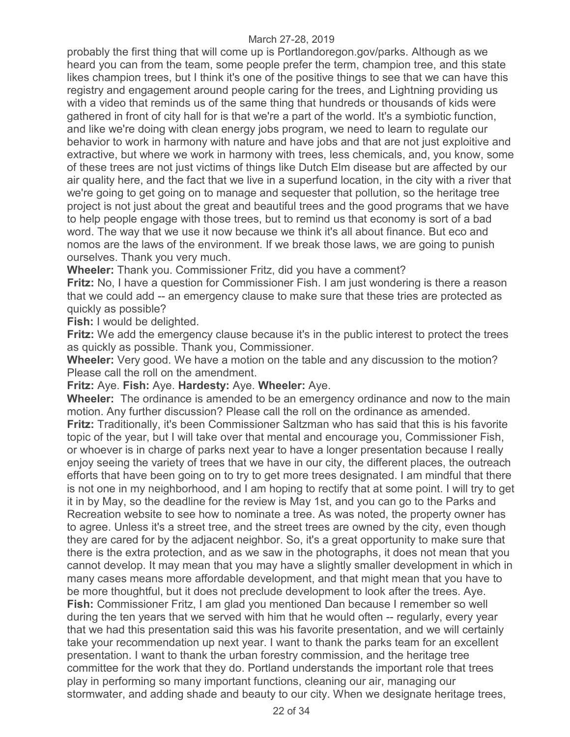probably the first thing that will come up is Portlandoregon.gov/parks. Although as we heard you can from the team, some people prefer the term, champion tree, and this state likes champion trees, but I think it's one of the positive things to see that we can have this registry and engagement around people caring for the trees, and Lightning providing us with a video that reminds us of the same thing that hundreds or thousands of kids were gathered in front of city hall for is that we're a part of the world. It's a symbiotic function, and like we're doing with clean energy jobs program, we need to learn to regulate our behavior to work in harmony with nature and have jobs and that are not just exploitive and extractive, but where we work in harmony with trees, less chemicals, and, you know, some of these trees are not just victims of things like Dutch Elm disease but are affected by our air quality here, and the fact that we live in a superfund location, in the city with a river that we're going to get going on to manage and sequester that pollution, so the heritage tree project is not just about the great and beautiful trees and the good programs that we have to help people engage with those trees, but to remind us that economy is sort of a bad word. The way that we use it now because we think it's all about finance. But eco and nomos are the laws of the environment. If we break those laws, we are going to punish ourselves. Thank you very much.

**Wheeler:** Thank you. Commissioner Fritz, did you have a comment?

**Fritz:** No, I have a question for Commissioner Fish. I am just wondering is there a reason that we could add -- an emergency clause to make sure that these tries are protected as quickly as possible?

**Fish:** I would be delighted.

**Fritz:** We add the emergency clause because it's in the public interest to protect the trees as quickly as possible. Thank you, Commissioner.

**Wheeler:** Very good. We have a motion on the table and any discussion to the motion? Please call the roll on the amendment.

**Fritz:** Aye. **Fish:** Aye. **Hardesty:** Aye. **Wheeler:** Aye.

**Wheeler:** The ordinance is amended to be an emergency ordinance and now to the main motion. Any further discussion? Please call the roll on the ordinance as amended.

**Fritz:** Traditionally, it's been Commissioner Saltzman who has said that this is his favorite topic of the year, but I will take over that mental and encourage you, Commissioner Fish, or whoever is in charge of parks next year to have a longer presentation because I really enjoy seeing the variety of trees that we have in our city, the different places, the outreach efforts that have been going on to try to get more trees designated. I am mindful that there is not one in my neighborhood, and I am hoping to rectify that at some point. I will try to get it in by May, so the deadline for the review is May 1st, and you can go to the Parks and Recreation website to see how to nominate a tree. As was noted, the property owner has to agree. Unless it's a street tree, and the street trees are owned by the city, even though they are cared for by the adjacent neighbor. So, it's a great opportunity to make sure that there is the extra protection, and as we saw in the photographs, it does not mean that you cannot develop. It may mean that you may have a slightly smaller development in which in many cases means more affordable development, and that might mean that you have to be more thoughtful, but it does not preclude development to look after the trees. Aye.

**Fish:** Commissioner Fritz, I am glad you mentioned Dan because I remember so well during the ten years that we served with him that he would often -- regularly, every year that we had this presentation said this was his favorite presentation, and we will certainly take your recommendation up next year. I want to thank the parks team for an excellent presentation. I want to thank the urban forestry commission, and the heritage tree committee for the work that they do. Portland understands the important role that trees play in performing so many important functions, cleaning our air, managing our stormwater, and adding shade and beauty to our city. When we designate heritage trees,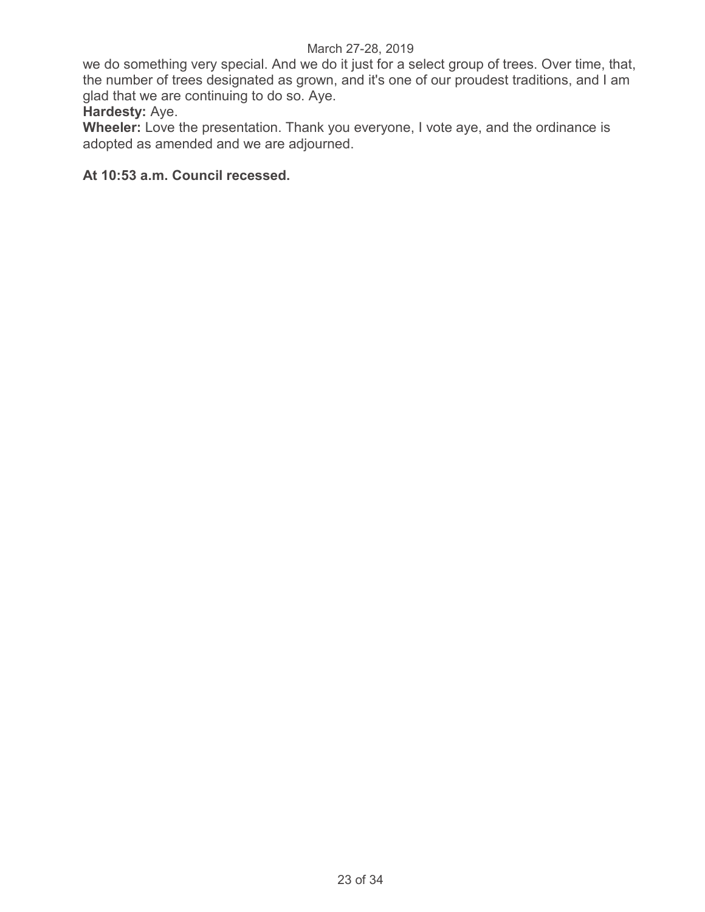we do something very special. And we do it just for a select group of trees. Over time, that, the number of trees designated as grown, and it's one of our proudest traditions, and I am glad that we are continuing to do so. Aye.

**Hardesty:** Aye.

**Wheeler:** Love the presentation. Thank you everyone, I vote aye, and the ordinance is adopted as amended and we are adjourned.

**At 10:53 a.m. Council recessed.**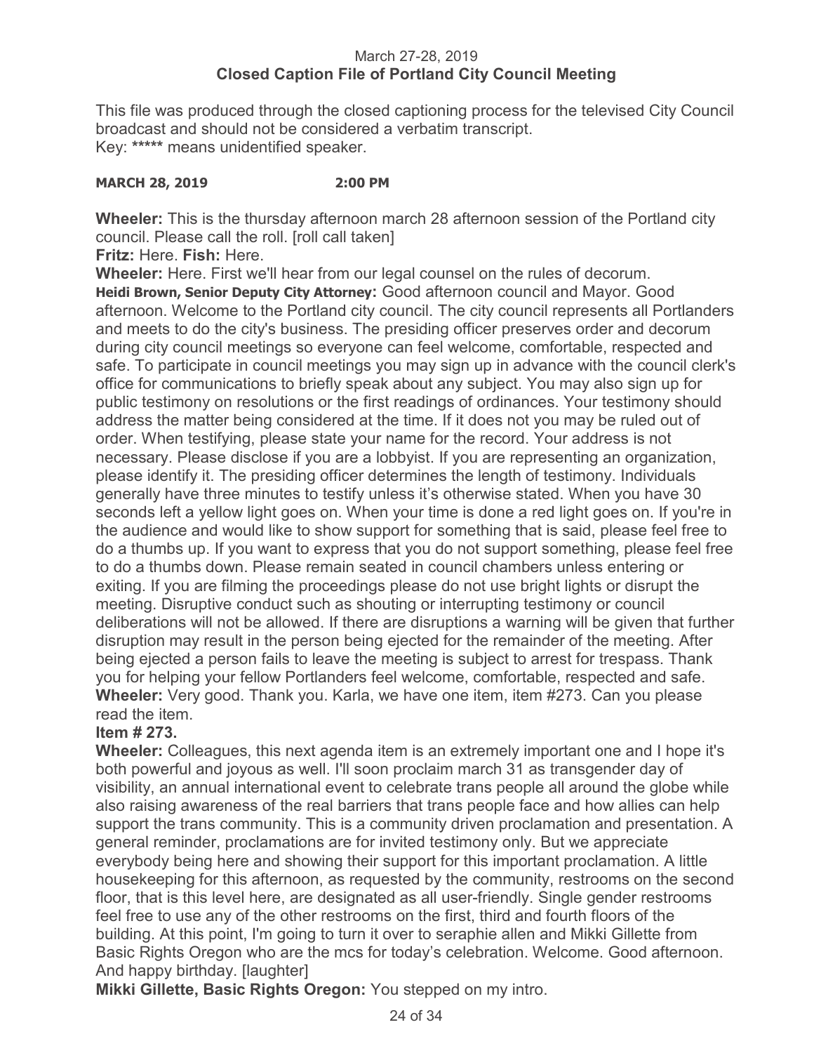March 27-28, 2019
**Closed Caption File of Portland City Council Meeting**

This file was produced through the closed captioning process for the televised City Council broadcast and should not be considered a verbatim transcript.
Key: ***** means unidentified speaker.

**MARCH 28, 2019 2:00 PM**

**Wheeler:** This is the thursday afternoon march 28 afternoon session of the Portland city council. Please call the roll. [roll call taken]

**Fritz:** Here. **Fish:** Here.

**Wheeler:** Here. First we'll hear from our legal counsel on the rules of decorum.

**Heidi Brown, Senior Deputy City Attorney:** Good afternoon council and Mayor. Good afternoon. Welcome to the Portland city council. The city council represents all Portlanders and meets to do the city's business. The presiding officer preserves order and decorum during city council meetings so everyone can feel welcome, comfortable, respected and safe. To participate in council meetings you may sign up in advance with the council clerk's office for communications to briefly speak about any subject. You may also sign up for public testimony on resolutions or the first readings of ordinances. Your testimony should address the matter being considered at the time. If it does not you may be ruled out of order. When testifying, please state your name for the record. Your address is not necessary. Please disclose if you are a lobbyist. If you are representing an organization, please identify it. The presiding officer determines the length of testimony. Individuals generally have three minutes to testify unless it's otherwise stated. When you have 30 seconds left a yellow light goes on. When your time is done a red light goes on. If you're in the audience and would like to show support for something that is said, please feel free to do a thumbs up. If you want to express that you do not support something, please feel free to do a thumbs down. Please remain seated in council chambers unless entering or exiting. If you are filming the proceedings please do not use bright lights or disrupt the meeting. Disruptive conduct such as shouting or interrupting testimony or council deliberations will not be allowed. If there are disruptions a warning will be given that further disruption may result in the person being ejected for the remainder of the meeting. After being ejected a person fails to leave the meeting is subject to arrest for trespass. Thank you for helping your fellow Portlanders feel welcome, comfortable, respected and safe.

**Wheeler:** Very good. Thank you. Karla, we have one item, item #273. Can you please read the item.

**Item # 273.**

**Wheeler:** Colleagues, this next agenda item is an extremely important one and I hope it's both powerful and joyous as well. I'll soon proclaim march 31 as transgender day of visibility, an annual international event to celebrate trans people all around the globe while also raising awareness of the real barriers that trans people face and how allies can help support the trans community. This is a community driven proclamation and presentation. A general reminder, proclamations are for invited testimony only. But we appreciate everybody being here and showing their support for this important proclamation. A little housekeeping for this afternoon, as requested by the community, restrooms on the second floor, that is this level here, are designated as all user-friendly. Single gender restrooms feel free to use any of the other restrooms on the first, third and fourth floors of the building. At this point, I'm going to turn it over to seraphie allen and Mikki Gillette from Basic Rights Oregon who are the mcs for today's celebration. Welcome. Good afternoon. And happy birthday. [laughter]

**Mikki Gillette, Basic Rights Oregon:** You stepped on my intro.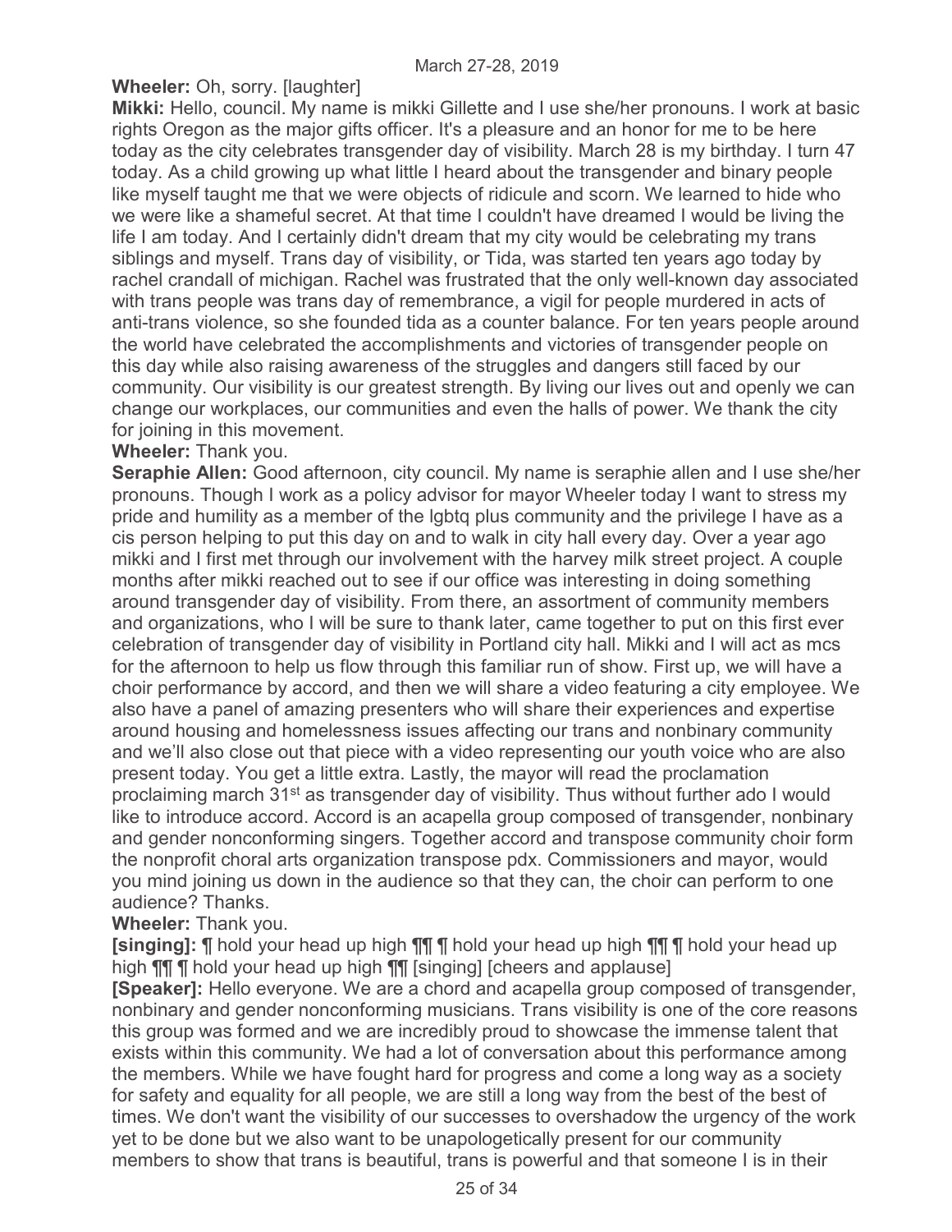**Wheeler:** Oh, sorry. [laughter]

**Mikki:** Hello, council. My name is mikki Gillette and I use she/her pronouns. I work at basic rights Oregon as the major gifts officer. It's a pleasure and an honor for me to be here today as the city celebrates transgender day of visibility. March 28 is my birthday. I turn 47 today. As a child growing up what little I heard about the transgender and binary people like myself taught me that we were objects of ridicule and scorn. We learned to hide who we were like a shameful secret. At that time I couldn't have dreamed I would be living the life I am today. And I certainly didn't dream that my city would be celebrating my trans siblings and myself. Trans day of visibility, or Tida, was started ten years ago today by rachel crandall of michigan. Rachel was frustrated that the only well-known day associated with trans people was trans day of remembrance, a vigil for people murdered in acts of anti-trans violence, so she founded tida as a counter balance. For ten years people around the world have celebrated the accomplishments and victories of transgender people on this day while also raising awareness of the struggles and dangers still faced by our community. Our visibility is our greatest strength. By living our lives out and openly we can change our workplaces, our communities and even the halls of power. We thank the city for joining in this movement.

**Wheeler:** Thank you.

**Seraphie Allen:** Good afternoon, city council. My name is seraphie allen and I use she/her pronouns. Though I work as a policy advisor for mayor Wheeler today I want to stress my pride and humility as a member of the lgbtq plus community and the privilege I have as a cis person helping to put this day on and to walk in city hall every day. Over a year ago mikki and I first met through our involvement with the harvey milk street project. A couple months after mikki reached out to see if our office was interesting in doing something around transgender day of visibility. From there, an assortment of community members and organizations, who I will be sure to thank later, came together to put on this first ever celebration of transgender day of visibility in Portland city hall. Mikki and I will act as mcs for the afternoon to help us flow through this familiar run of show. First up, we will have a choir performance by accord, and then we will share a video featuring a city employee. We also have a panel of amazing presenters who will share their experiences and expertise around housing and homelessness issues affecting our trans and nonbinary community and we'll also close out that piece with a video representing our youth voice who are also present today. You get a little extra. Lastly, the mayor will read the proclamation proclaiming march 31st as transgender day of visibility. Thus without further ado I would like to introduce accord. Accord is an acapella group composed of transgender, nonbinary and gender nonconforming singers. Together accord and transpose community choir form the nonprofit choral arts organization transpose pdx. Commissioners and mayor, would you mind joining us down in the audience so that they can, the choir can perform to one audience? Thanks.

**Wheeler:** Thank you.

**[singing]:** ¶ hold your head up high ¶¶ ¶ hold your head up high ¶¶ ¶ hold your head up high ¶¶ ¶ hold your head up high ¶¶ [singing] [cheers and applause]

**[Speaker]:** Hello everyone. We are a chord and acapella group composed of transgender, nonbinary and gender nonconforming musicians. Trans visibility is one of the core reasons this group was formed and we are incredibly proud to showcase the immense talent that exists within this community. We had a lot of conversation about this performance among the members. While we have fought hard for progress and come a long way as a society for safety and equality for all people, we are still a long way from the best of the best of times. We don't want the visibility of our successes to overshadow the urgency of the work yet to be done but we also want to be unapologetically present for our community members to show that trans is beautiful, trans is powerful and that someone I is in their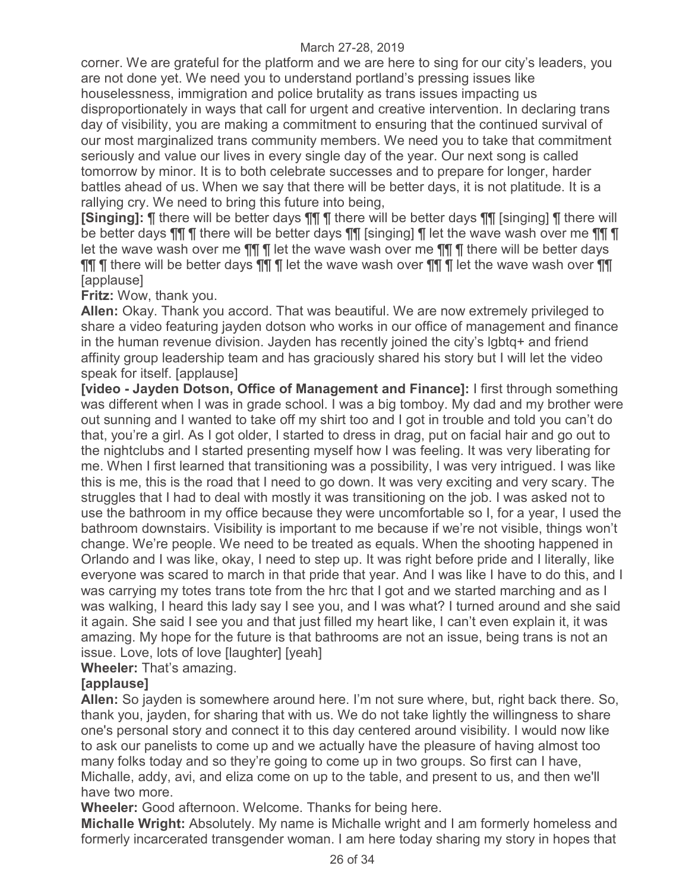corner. We are grateful for the platform and we are here to sing for our city's leaders, you are not done yet. We need you to understand portland's pressing issues like houselessness, immigration and police brutality as trans issues impacting us disproportionately in ways that call for urgent and creative intervention. In declaring trans day of visibility, you are making a commitment to ensuring that the continued survival of our most marginalized trans community members. We need you to take that commitment seriously and value our lives in every single day of the year. Our next song is called tomorrow by minor. It is to both celebrate successes and to prepare for longer, harder battles ahead of us. When we say that there will be better days, it is not platitude. It is a rallying cry. We need to bring this future into being,

**[Singing]:** ¶ there will be better days ¶¶ ¶ there will be better days ¶¶ [singing] ¶ there will be better days ¶¶ ¶ there will be better days ¶¶ [singing] ¶ let the wave wash over me ¶¶ ¶ let the wave wash over me ¶¶ ¶ let the wave wash over me ¶¶ ¶ there will be better days ¶¶ ¶ there will be better days ¶¶ ¶ let the wave wash over ¶¶ ¶ let the wave wash over ¶¶ [applause]

**Fritz:** Wow, thank you.

**Allen:** Okay. Thank you accord. That was beautiful. We are now extremely privileged to share a video featuring jayden dotson who works in our office of management and finance in the human revenue division. Jayden has recently joined the city's lgbtq+ and friend affinity group leadership team and has graciously shared his story but I will let the video speak for itself. [applause]

**[video - Jayden Dotson, Office of Management and Finance]:** I first through something was different when I was in grade school. I was a big tomboy. My dad and my brother were out sunning and I wanted to take off my shirt too and I got in trouble and told you can't do that, you're a girl. As I got older, I started to dress in drag, put on facial hair and go out to the nightclubs and I started presenting myself how I was feeling. It was very liberating for me. When I first learned that transitioning was a possibility, I was very intrigued. I was like this is me, this is the road that I need to go down. It was very exciting and very scary. The struggles that I had to deal with mostly it was transitioning on the job. I was asked not to use the bathroom in my office because they were uncomfortable so I, for a year, I used the bathroom downstairs. Visibility is important to me because if we're not visible, things won't change. We're people. We need to be treated as equals. When the shooting happened in Orlando and I was like, okay, I need to step up. It was right before pride and I literally, like everyone was scared to march in that pride that year. And I was like I have to do this, and I was carrying my totes trans tote from the hrc that I got and we started marching and as I was walking, I heard this lady say I see you, and I was what? I turned around and she said it again. She said I see you and that just filled my heart like, I can't even explain it, it was amazing. My hope for the future is that bathrooms are not an issue, being trans is not an issue. Love, lots of love [laughter] [yeah]

**Wheeler:** That's amazing.

**[applause]**

**Allen:** So jayden is somewhere around here. I'm not sure where, but, right back there. So, thank you, jayden, for sharing that with us. We do not take lightly the willingness to share one's personal story and connect it to this day centered around visibility. I would now like to ask our panelists to come up and we actually have the pleasure of having almost too many folks today and so they're going to come up in two groups. So first can I have, Michalle, addy, avi, and eliza come on up to the table, and present to us, and then we'll have two more.

**Wheeler:** Good afternoon. Welcome. Thanks for being here.

**Michalle Wright:** Absolutely. My name is Michalle wright and I am formerly homeless and formerly incarcerated transgender woman. I am here today sharing my story in hopes that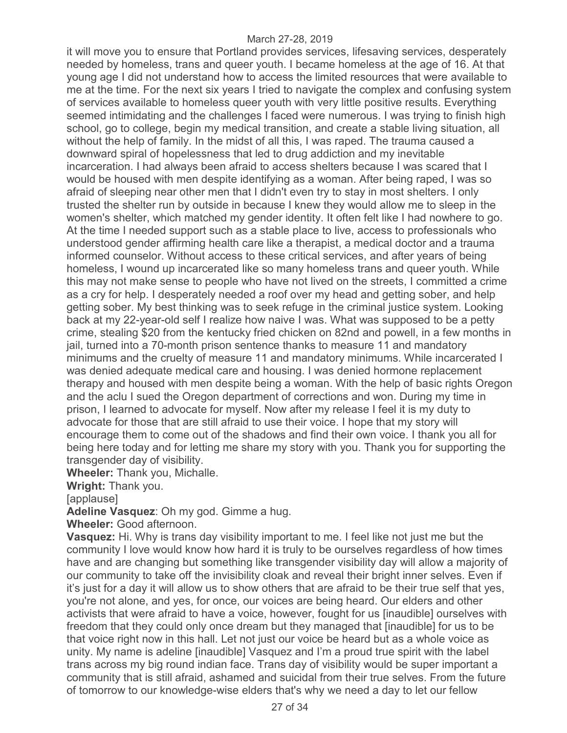it will move you to ensure that Portland provides services, lifesaving services, desperately needed by homeless, trans and queer youth. I became homeless at the age of 16. At that young age I did not understand how to access the limited resources that were available to me at the time. For the next six years I tried to navigate the complex and confusing system of services available to homeless queer youth with very little positive results. Everything seemed intimidating and the challenges I faced were numerous. I was trying to finish high school, go to college, begin my medical transition, and create a stable living situation, all without the help of family. In the midst of all this, I was raped. The trauma caused a downward spiral of hopelessness that led to drug addiction and my inevitable incarceration. I had always been afraid to access shelters because I was scared that I would be housed with men despite identifying as a woman. After being raped, I was so afraid of sleeping near other men that I didn't even try to stay in most shelters. I only trusted the shelter run by outside in because I knew they would allow me to sleep in the women's shelter, which matched my gender identity. It often felt like I had nowhere to go. At the time I needed support such as a stable place to live, access to professionals who understood gender affirming health care like a therapist, a medical doctor and a trauma informed counselor. Without access to these critical services, and after years of being homeless, I wound up incarcerated like so many homeless trans and queer youth. While this may not make sense to people who have not lived on the streets, I committed a crime as a cry for help. I desperately needed a roof over my head and getting sober, and help getting sober. My best thinking was to seek refuge in the criminal justice system. Looking back at my 22-year-old self I realize how naive I was. What was supposed to be a petty crime, stealing $20 from the kentucky fried chicken on 82nd and powell, in a few months in jail, turned into a 70-month prison sentence thanks to measure 11 and mandatory minimums and the cruelty of measure 11 and mandatory minimums. While incarcerated I was denied adequate medical care and housing. I was denied hormone replacement therapy and housed with men despite being a woman. With the help of basic rights Oregon and the aclu I sued the Oregon department of corrections and won. During my time in prison, I learned to advocate for myself. Now after my release I feel it is my duty to advocate for those that are still afraid to use their voice. I hope that my story will encourage them to come out of the shadows and find their own voice. I thank you all for being here today and for letting me share my story with you. Thank you for supporting the transgender day of visibility.

**Wheeler:** Thank you, Michalle.

**Wright:** Thank you.

[applause]

**Adeline Vasquez**: Oh my god. Gimme a hug.

**Wheeler:** Good afternoon.

**Vasquez:** Hi. Why is trans day visibility important to me. I feel like not just me but the community I love would know how hard it is truly to be ourselves regardless of how times have and are changing but something like transgender visibility day will allow a majority of our community to take off the invisibility cloak and reveal their bright inner selves. Even if it's just for a day it will allow us to show others that are afraid to be their true self that yes, you're not alone, and yes, for once, our voices are being heard. Our elders and other activists that were afraid to have a voice, however, fought for us [inaudible] ourselves with freedom that they could only once dream but they managed that [inaudible] for us to be that voice right now in this hall. Let not just our voice be heard but as a whole voice as unity. My name is adeline [inaudible] Vasquez and I'm a proud true spirit with the label trans across my big round indian face. Trans day of visibility would be super important a community that is still afraid, ashamed and suicidal from their true selves. From the future of tomorrow to our knowledge-wise elders that's why we need a day to let our fellow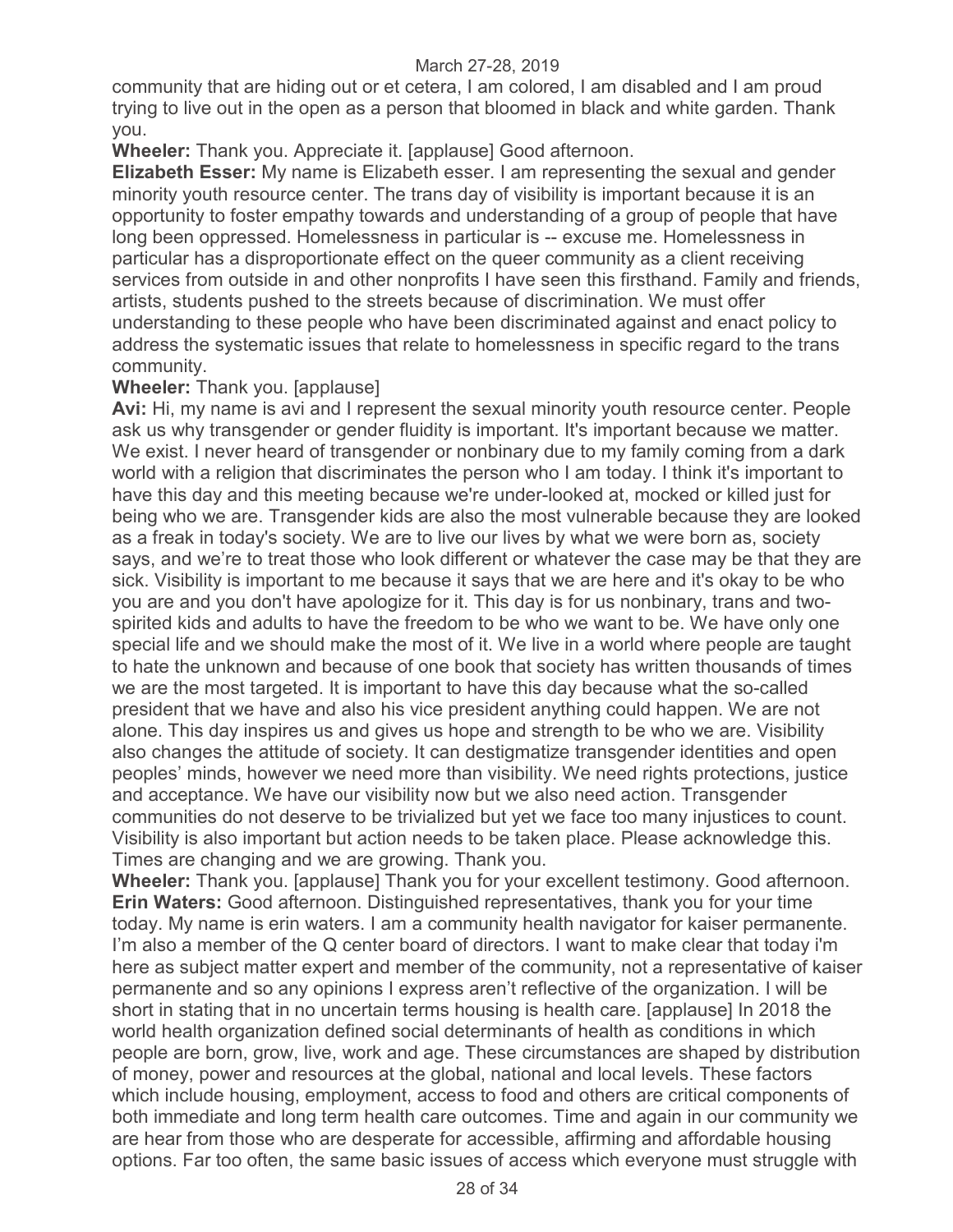community that are hiding out or et cetera, I am colored, I am disabled and I am proud trying to live out in the open as a person that bloomed in black and white garden. Thank you.

**Wheeler:** Thank you. Appreciate it. [applause] Good afternoon.

**Elizabeth Esser:** My name is Elizabeth esser. I am representing the sexual and gender minority youth resource center. The trans day of visibility is important because it is an opportunity to foster empathy towards and understanding of a group of people that have long been oppressed. Homelessness in particular is -- excuse me. Homelessness in particular has a disproportionate effect on the queer community as a client receiving services from outside in and other nonprofits I have seen this firsthand. Family and friends, artists, students pushed to the streets because of discrimination. We must offer understanding to these people who have been discriminated against and enact policy to address the systematic issues that relate to homelessness in specific regard to the trans community.

**Wheeler:** Thank you. [applause]

**Avi:** Hi, my name is avi and I represent the sexual minority youth resource center. People ask us why transgender or gender fluidity is important. It's important because we matter. We exist. I never heard of transgender or nonbinary due to my family coming from a dark world with a religion that discriminates the person who I am today. I think it's important to have this day and this meeting because we're under-looked at, mocked or killed just for being who we are. Transgender kids are also the most vulnerable because they are looked as a freak in today's society. We are to live our lives by what we were born as, society says, and we're to treat those who look different or whatever the case may be that they are sick. Visibility is important to me because it says that we are here and it's okay to be who you are and you don't have apologize for it. This day is for us nonbinary, trans and two-spirited kids and adults to have the freedom to be who we want to be. We have only one special life and we should make the most of it. We live in a world where people are taught to hate the unknown and because of one book that society has written thousands of times we are the most targeted. It is important to have this day because what the so-called president that we have and also his vice president anything could happen. We are not alone. This day inspires us and gives us hope and strength to be who we are. Visibility also changes the attitude of society. It can destigmatize transgender identities and open peoples' minds, however we need more than visibility. We need rights protections, justice and acceptance. We have our visibility now but we also need action. Transgender communities do not deserve to be trivialized but yet we face too many injustices to count. Visibility is also important but action needs to be taken place. Please acknowledge this. Times are changing and we are growing. Thank you.

**Wheeler:** Thank you. [applause] Thank you for your excellent testimony. Good afternoon.

**Erin Waters:** Good afternoon. Distinguished representatives, thank you for your time today. My name is erin waters. I am a community health navigator for kaiser permanente. I'm also a member of the Q center board of directors. I want to make clear that today i'm here as subject matter expert and member of the community, not a representative of kaiser permanente and so any opinions I express aren't reflective of the organization. I will be short in stating that in no uncertain terms housing is health care. [applause] In 2018 the world health organization defined social determinants of health as conditions in which people are born, grow, live, work and age. These circumstances are shaped by distribution of money, power and resources at the global, national and local levels. These factors which include housing, employment, access to food and others are critical components of both immediate and long term health care outcomes. Time and again in our community we are hear from those who are desperate for accessible, affirming and affordable housing options. Far too often, the same basic issues of access which everyone must struggle with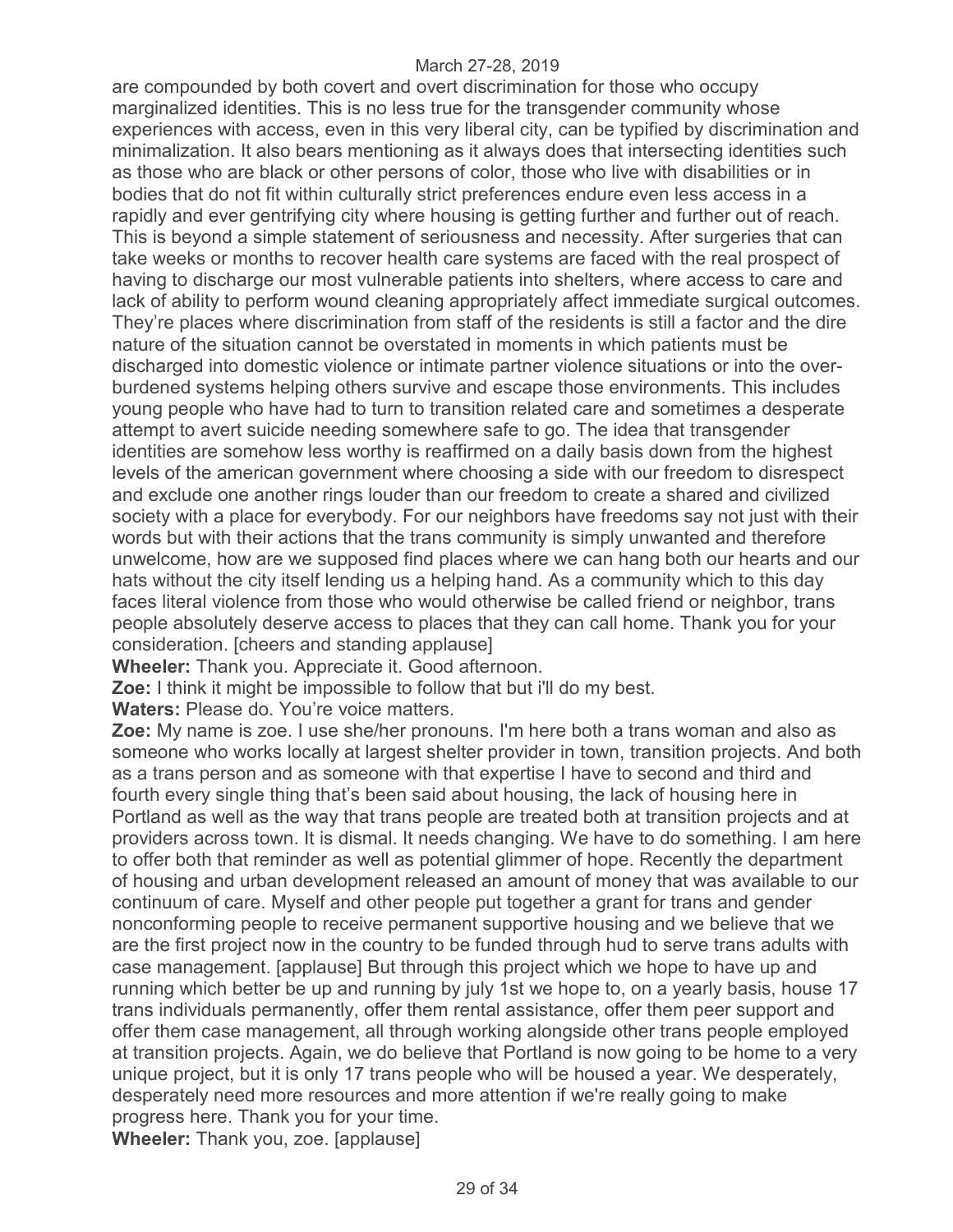are compounded by both covert and overt discrimination for those who occupy marginalized identities. This is no less true for the transgender community whose experiences with access, even in this very liberal city, can be typified by discrimination and minimalization. It also bears mentioning as it always does that intersecting identities such as those who are black or other persons of color, those who live with disabilities or in bodies that do not fit within culturally strict preferences endure even less access in a rapidly and ever gentrifying city where housing is getting further and further out of reach. This is beyond a simple statement of seriousness and necessity. After surgeries that can take weeks or months to recover health care systems are faced with the real prospect of having to discharge our most vulnerable patients into shelters, where access to care and lack of ability to perform wound cleaning appropriately affect immediate surgical outcomes. They're places where discrimination from staff of the residents is still a factor and the dire nature of the situation cannot be overstated in moments in which patients must be discharged into domestic violence or intimate partner violence situations or into the over-burdened systems helping others survive and escape those environments. This includes young people who have had to turn to transition related care and sometimes a desperate attempt to avert suicide needing somewhere safe to go. The idea that transgender identities are somehow less worthy is reaffirmed on a daily basis down from the highest levels of the american government where choosing a side with our freedom to disrespect and exclude one another rings louder than our freedom to create a shared and civilized society with a place for everybody. For our neighbors have freedoms say not just with their words but with their actions that the trans community is simply unwanted and therefore unwelcome, how are we supposed find places where we can hang both our hearts and our hats without the city itself lending us a helping hand. As a community which to this day faces literal violence from those who would otherwise be called friend or neighbor, trans people absolutely deserve access to places that they can call home. Thank you for your consideration. [cheers and standing applause]

**Wheeler:** Thank you. Appreciate it. Good afternoon.

**Zoe:** I think it might be impossible to follow that but i'll do my best.

**Waters:** Please do. You're voice matters.

**Zoe:** My name is zoe. I use she/her pronouns. I'm here both a trans woman and also as someone who works locally at largest shelter provider in town, transition projects. And both as a trans person and as someone with that expertise I have to second and third and fourth every single thing that's been said about housing, the lack of housing here in Portland as well as the way that trans people are treated both at transition projects and at providers across town. It is dismal. It needs changing. We have to do something. I am here to offer both that reminder as well as potential glimmer of hope. Recently the department of housing and urban development released an amount of money that was available to our continuum of care. Myself and other people put together a grant for trans and gender nonconforming people to receive permanent supportive housing and we believe that we are the first project now in the country to be funded through hud to serve trans adults with case management. [applause] But through this project which we hope to have up and running which better be up and running by july 1st we hope to, on a yearly basis, house 17 trans individuals permanently, offer them rental assistance, offer them peer support and offer them case management, all through working alongside other trans people employed at transition projects. Again, we do believe that Portland is now going to be home to a very unique project, but it is only 17 trans people who will be housed a year. We desperately, desperately need more resources and more attention if we're really going to make progress here. Thank you for your time.

**Wheeler:** Thank you, zoe. [applause]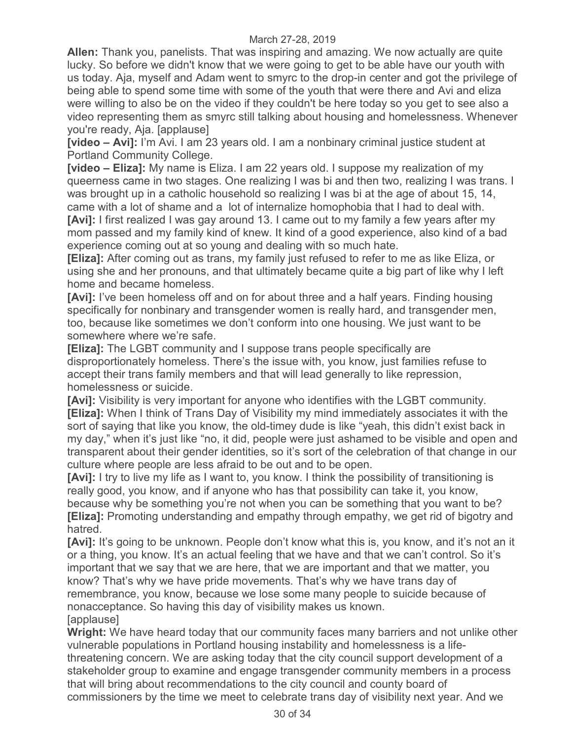**Allen:** Thank you, panelists. That was inspiring and amazing. We now actually are quite lucky. So before we didn't know that we were going to get to be able have our youth with us today. Aja, myself and Adam went to smyrc to the drop-in center and got the privilege of being able to spend some time with some of the youth that were there and Avi and eliza were willing to also be on the video if they couldn't be here today so you get to see also a video representing them as smyrc still talking about housing and homelessness. Whenever you're ready, Aja. [applause]

**[video – Avi]:** I'm Avi. I am 23 years old. I am a nonbinary criminal justice student at Portland Community College.

**[video – Eliza]:** My name is Eliza. I am 22 years old. I suppose my realization of my queerness came in two stages. One realizing I was bi and then two, realizing I was trans. I was brought up in a catholic household so realizing I was bi at the age of about 15, 14, came with a lot of shame and a lot of internalize homophobia that I had to deal with.

**[Avi]:** I first realized I was gay around 13. I came out to my family a few years after my mom passed and my family kind of knew. It kind of a good experience, also kind of a bad experience coming out at so young and dealing with so much hate.

**[Eliza]:** After coming out as trans, my family just refused to refer to me as like Eliza, or using she and her pronouns, and that ultimately became quite a big part of like why I left home and became homeless.

**[Avi]:** I've been homeless off and on for about three and a half years. Finding housing specifically for nonbinary and transgender women is really hard, and transgender men, too, because like sometimes we don't conform into one housing. We just want to be somewhere where we're safe.

**[Eliza]:** The LGBT community and I suppose trans people specifically are disproportionately homeless. There's the issue with, you know, just families refuse to accept their trans family members and that will lead generally to like repression, homelessness or suicide.

**[Avi]:** Visibility is very important for anyone who identifies with the LGBT community.

**[Eliza]:** When I think of Trans Day of Visibility my mind immediately associates it with the sort of saying that like you know, the old-timey dude is like "yeah, this didn't exist back in my day," when it's just like "no, it did, people were just ashamed to be visible and open and transparent about their gender identities, so it's sort of the celebration of that change in our culture where people are less afraid to be out and to be open.

**[Avi]:** I try to live my life as I want to, you know. I think the possibility of transitioning is really good, you know, and if anyone who has that possibility can take it, you know, because why be something you're not when you can be something that you want to be?

**[Eliza]:** Promoting understanding and empathy through empathy, we get rid of bigotry and hatred.

**[Avi]:** It's going to be unknown. People don't know what this is, you know, and it's not an it or a thing, you know. It's an actual feeling that we have and that we can't control. So it's important that we say that we are here, that we are important and that we matter, you know? That's why we have pride movements. That's why we have trans day of remembrance, you know, because we lose some many people to suicide because of nonacceptance. So having this day of visibility makes us known.

[applause]

**Wright:** We have heard today that our community faces many barriers and not unlike other vulnerable populations in Portland housing instability and homelessness is a life-threatening concern. We are asking today that the city council support development of a stakeholder group to examine and engage transgender community members in a process that will bring about recommendations to the city council and county board of commissioners by the time we meet to celebrate trans day of visibility next year. And we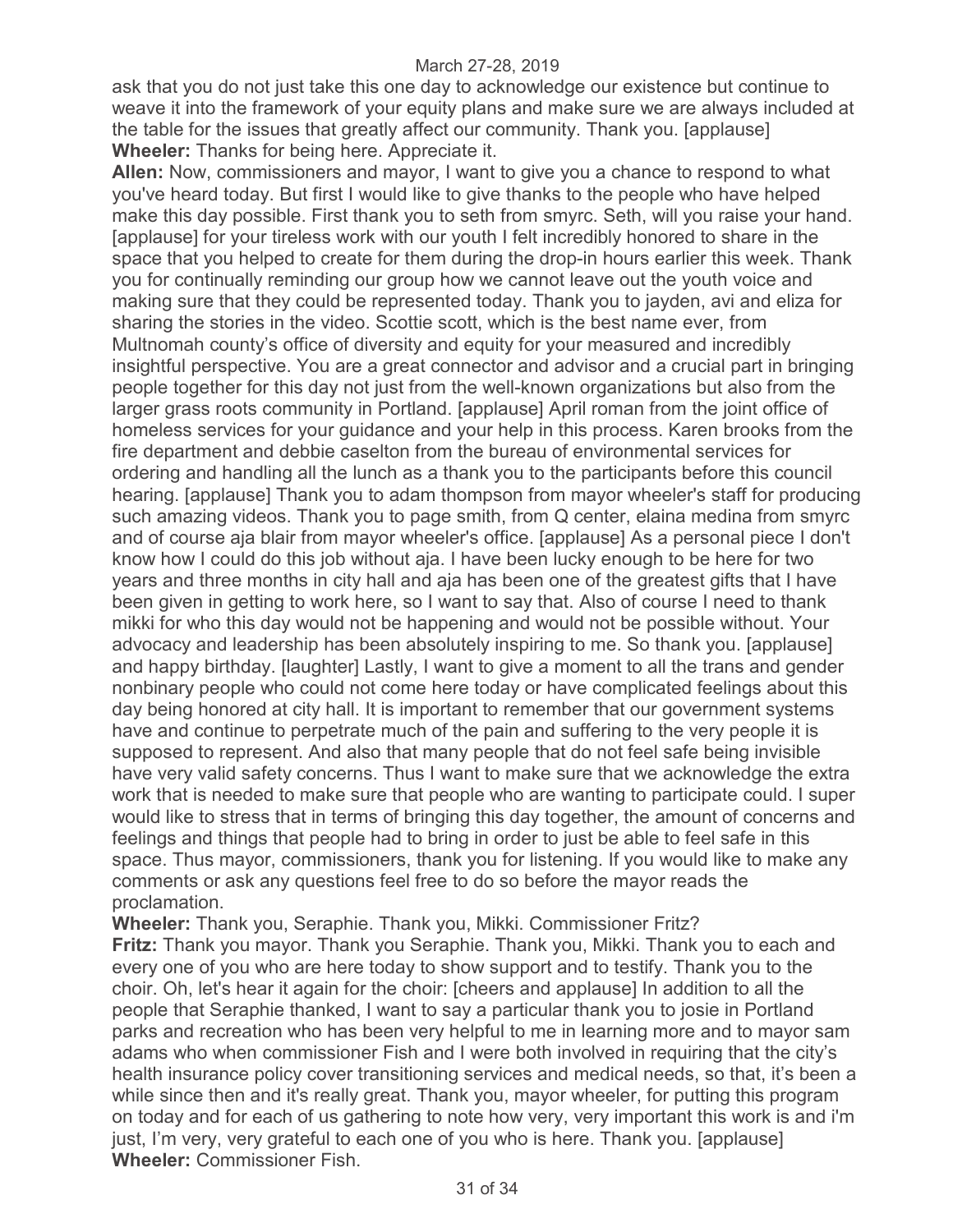ask that you do not just take this one day to acknowledge our existence but continue to weave it into the framework of your equity plans and make sure we are always included at the table for the issues that greatly affect our community. Thank you. [applause]

**Wheeler:** Thanks for being here. Appreciate it.

**Allen:** Now, commissioners and mayor, I want to give you a chance to respond to what you've heard today. But first I would like to give thanks to the people who have helped make this day possible. First thank you to seth from smyrc. Seth, will you raise your hand. [applause] for your tireless work with our youth I felt incredibly honored to share in the space that you helped to create for them during the drop-in hours earlier this week. Thank you for continually reminding our group how we cannot leave out the youth voice and making sure that they could be represented today. Thank you to jayden, avi and eliza for sharing the stories in the video. Scottie scott, which is the best name ever, from Multnomah county's office of diversity and equity for your measured and incredibly insightful perspective. You are a great connector and advisor and a crucial part in bringing people together for this day not just from the well-known organizations but also from the larger grass roots community in Portland. [applause] April roman from the joint office of homeless services for your guidance and your help in this process. Karen brooks from the fire department and debbie caselton from the bureau of environmental services for ordering and handling all the lunch as a thank you to the participants before this council hearing. [applause] Thank you to adam thompson from mayor wheeler's staff for producing such amazing videos. Thank you to page smith, from Q center, elaina medina from smyrc and of course aja blair from mayor wheeler's office. [applause] As a personal piece I don't know how I could do this job without aja. I have been lucky enough to be here for two years and three months in city hall and aja has been one of the greatest gifts that I have been given in getting to work here, so I want to say that. Also of course I need to thank mikki for who this day would not be happening and would not be possible without. Your advocacy and leadership has been absolutely inspiring to me. So thank you. [applause] and happy birthday. [laughter] Lastly, I want to give a moment to all the trans and gender nonbinary people who could not come here today or have complicated feelings about this day being honored at city hall. It is important to remember that our government systems have and continue to perpetrate much of the pain and suffering to the very people it is supposed to represent. And also that many people that do not feel safe being invisible have very valid safety concerns. Thus I want to make sure that we acknowledge the extra work that is needed to make sure that people who are wanting to participate could. I super would like to stress that in terms of bringing this day together, the amount of concerns and feelings and things that people had to bring in order to just be able to feel safe in this space. Thus mayor, commissioners, thank you for listening. If you would like to make any comments or ask any questions feel free to do so before the mayor reads the proclamation.

**Wheeler:** Thank you, Seraphie. Thank you, Mikki. Commissioner Fritz?

**Fritz:** Thank you mayor. Thank you Seraphie. Thank you, Mikki. Thank you to each and every one of you who are here today to show support and to testify. Thank you to the choir. Oh, let's hear it again for the choir: [cheers and applause] In addition to all the people that Seraphie thanked, I want to say a particular thank you to josie in Portland parks and recreation who has been very helpful to me in learning more and to mayor sam adams who when commissioner Fish and I were both involved in requiring that the city's health insurance policy cover transitioning services and medical needs, so that, it's been a while since then and it's really great. Thank you, mayor wheeler, for putting this program on today and for each of us gathering to note how very, very important this work is and i'm just, I'm very, very grateful to each one of you who is here. Thank you. [applause]

**Wheeler:** Commissioner Fish.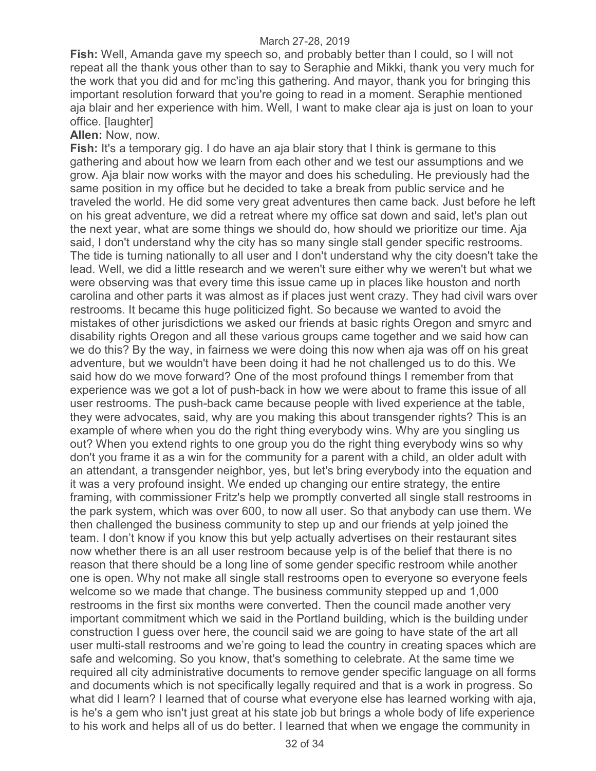**Fish:** Well, Amanda gave my speech so, and probably better than I could, so I will not repeat all the thank yous other than to say to Seraphie and Mikki, thank you very much for the work that you did and for mc'ing this gathering. And mayor, thank you for bringing this important resolution forward that you're going to read in a moment. Seraphie mentioned aja blair and her experience with him. Well, I want to make clear aja is just on loan to your office. [laughter]

**Allen:** Now, now.

**Fish:** It's a temporary gig. I do have an aja blair story that I think is germane to this gathering and about how we learn from each other and we test our assumptions and we grow. Aja blair now works with the mayor and does his scheduling. He previously had the same position in my office but he decided to take a break from public service and he traveled the world. He did some very great adventures then came back. Just before he left on his great adventure, we did a retreat where my office sat down and said, let's plan out the next year, what are some things we should do, how should we prioritize our time. Aja said, I don't understand why the city has so many single stall gender specific restrooms. The tide is turning nationally to all user and I don't understand why the city doesn't take the lead. Well, we did a little research and we weren't sure either why we weren't but what we were observing was that every time this issue came up in places like houston and north carolina and other parts it was almost as if places just went crazy. They had civil wars over restrooms. It became this huge politicized fight. So because we wanted to avoid the mistakes of other jurisdictions we asked our friends at basic rights Oregon and smyrc and disability rights Oregon and all these various groups came together and we said how can we do this? By the way, in fairness we were doing this now when aja was off on his great adventure, but we wouldn't have been doing it had he not challenged us to do this. We said how do we move forward? One of the most profound things I remember from that experience was we got a lot of push-back in how we were about to frame this issue of all user restrooms. The push-back came because people with lived experience at the table, they were advocates, said, why are you making this about transgender rights? This is an example of where when you do the right thing everybody wins. Why are you singling us out? When you extend rights to one group you do the right thing everybody wins so why don't you frame it as a win for the community for a parent with a child, an older adult with an attendant, a transgender neighbor, yes, but let's bring everybody into the equation and it was a very profound insight. We ended up changing our entire strategy, the entire framing, with commissioner Fritz's help we promptly converted all single stall restrooms in the park system, which was over 600, to now all user. So that anybody can use them. We then challenged the business community to step up and our friends at yelp joined the team. I don't know if you know this but yelp actually advertises on their restaurant sites now whether there is an all user restroom because yelp is of the belief that there is no reason that there should be a long line of some gender specific restroom while another one is open. Why not make all single stall restrooms open to everyone so everyone feels welcome so we made that change. The business community stepped up and 1,000 restrooms in the first six months were converted. Then the council made another very important commitment which we said in the Portland building, which is the building under construction I guess over here, the council said we are going to have state of the art all user multi-stall restrooms and we're going to lead the country in creating spaces which are safe and welcoming. So you know, that's something to celebrate. At the same time we required all city administrative documents to remove gender specific language on all forms and documents which is not specifically legally required and that is a work in progress. So what did I learn? I learned that of course what everyone else has learned working with aja, is he's a gem who isn't just great at his state job but brings a whole body of life experience to his work and helps all of us do better. I learned that when we engage the community in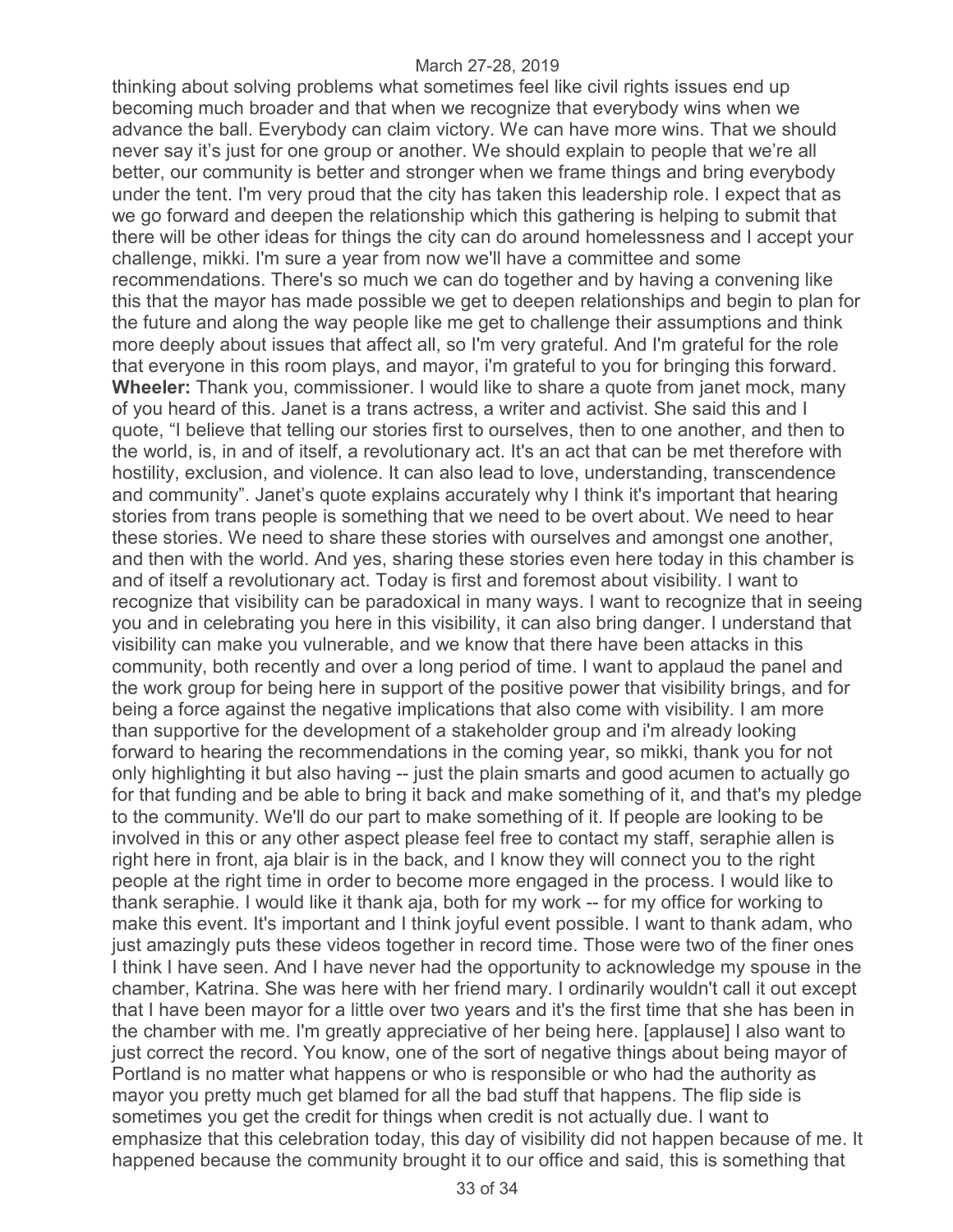thinking about solving problems what sometimes feel like civil rights issues end up becoming much broader and that when we recognize that everybody wins when we advance the ball. Everybody can claim victory. We can have more wins. That we should never say it's just for one group or another. We should explain to people that we're all better, our community is better and stronger when we frame things and bring everybody under the tent. I'm very proud that the city has taken this leadership role. I expect that as we go forward and deepen the relationship which this gathering is helping to submit that there will be other ideas for things the city can do around homelessness and I accept your challenge, mikki. I'm sure a year from now we'll have a committee and some recommendations. There's so much we can do together and by having a convening like this that the mayor has made possible we get to deepen relationships and begin to plan for the future and along the way people like me get to challenge their assumptions and think more deeply about issues that affect all, so I'm very grateful. And I'm grateful for the role that everyone in this room plays, and mayor, i'm grateful to you for bringing this forward.

**Wheeler:** Thank you, commissioner. I would like to share a quote from janet mock, many of you heard of this. Janet is a trans actress, a writer and activist. She said this and I quote, "I believe that telling our stories first to ourselves, then to one another, and then to the world, is, in and of itself, a revolutionary act. It's an act that can be met therefore with hostility, exclusion, and violence. It can also lead to love, understanding, transcendence and community". Janet's quote explains accurately why I think it's important that hearing stories from trans people is something that we need to be overt about. We need to hear these stories. We need to share these stories with ourselves and amongst one another, and then with the world. And yes, sharing these stories even here today in this chamber is and of itself a revolutionary act. Today is first and foremost about visibility. I want to recognize that visibility can be paradoxical in many ways. I want to recognize that in seeing you and in celebrating you here in this visibility, it can also bring danger. I understand that visibility can make you vulnerable, and we know that there have been attacks in this community, both recently and over a long period of time. I want to applaud the panel and the work group for being here in support of the positive power that visibility brings, and for being a force against the negative implications that also come with visibility. I am more than supportive for the development of a stakeholder group and i'm already looking forward to hearing the recommendations in the coming year, so mikki, thank you for not only highlighting it but also having -- just the plain smarts and good acumen to actually go for that funding and be able to bring it back and make something of it, and that's my pledge to the community. We'll do our part to make something of it. If people are looking to be involved in this or any other aspect please feel free to contact my staff, seraphie allen is right here in front, aja blair is in the back, and I know they will connect you to the right people at the right time in order to become more engaged in the process. I would like to thank seraphie. I would like it thank aja, both for my work -- for my office for working to make this event. It's important and I think joyful event possible. I want to thank adam, who just amazingly puts these videos together in record time. Those were two of the finer ones I think I have seen. And I have never had the opportunity to acknowledge my spouse in the chamber, Katrina. She was here with her friend mary. I ordinarily wouldn't call it out except that I have been mayor for a little over two years and it's the first time that she has been in the chamber with me. I'm greatly appreciative of her being here. [applause] I also want to just correct the record. You know, one of the sort of negative things about being mayor of Portland is no matter what happens or who is responsible or who had the authority as mayor you pretty much get blamed for all the bad stuff that happens. The flip side is sometimes you get the credit for things when credit is not actually due. I want to emphasize that this celebration today, this day of visibility did not happen because of me. It happened because the community brought it to our office and said, this is something that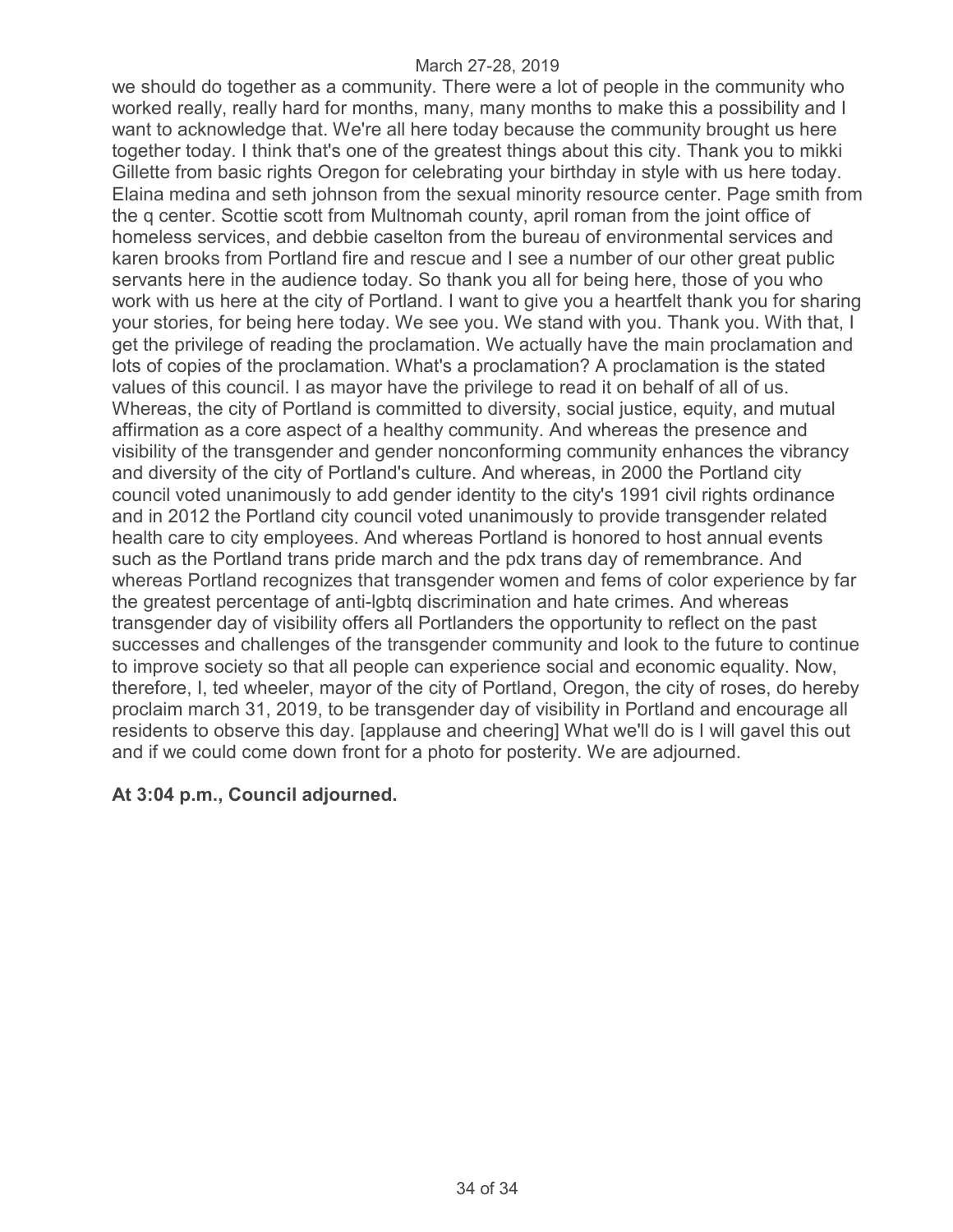we should do together as a community. There were a lot of people in the community who worked really, really hard for months, many, many months to make this a possibility and I want to acknowledge that. We're all here today because the community brought us here together today. I think that's one of the greatest things about this city. Thank you to mikki Gillette from basic rights Oregon for celebrating your birthday in style with us here today. Elaina medina and seth johnson from the sexual minority resource center. Page smith from the q center. Scottie scott from Multnomah county, april roman from the joint office of homeless services, and debbie caselton from the bureau of environmental services and karen brooks from Portland fire and rescue and I see a number of our other great public servants here in the audience today. So thank you all for being here, those of you who work with us here at the city of Portland. I want to give you a heartfelt thank you for sharing your stories, for being here today. We see you. We stand with you. Thank you. With that, I get the privilege of reading the proclamation. We actually have the main proclamation and lots of copies of the proclamation. What's a proclamation? A proclamation is the stated values of this council. I as mayor have the privilege to read it on behalf of all of us. Whereas, the city of Portland is committed to diversity, social justice, equity, and mutual affirmation as a core aspect of a healthy community. And whereas the presence and visibility of the transgender and gender nonconforming community enhances the vibrancy and diversity of the city of Portland's culture. And whereas, in 2000 the Portland city council voted unanimously to add gender identity to the city's 1991 civil rights ordinance and in 2012 the Portland city council voted unanimously to provide transgender related health care to city employees. And whereas Portland is honored to host annual events such as the Portland trans pride march and the pdx trans day of remembrance. And whereas Portland recognizes that transgender women and fems of color experience by far the greatest percentage of anti-lgbtq discrimination and hate crimes. And whereas transgender day of visibility offers all Portlanders the opportunity to reflect on the past successes and challenges of the transgender community and look to the future to continue to improve society so that all people can experience social and economic equality. Now, therefore, I, ted wheeler, mayor of the city of Portland, Oregon, the city of roses, do hereby proclaim march 31, 2019, to be transgender day of visibility in Portland and encourage all residents to observe this day. [applause and cheering] What we'll do is I will gavel this out and if we could come down front for a photo for posterity. We are adjourned.

**At 3:04 p.m., Council adjourned.**